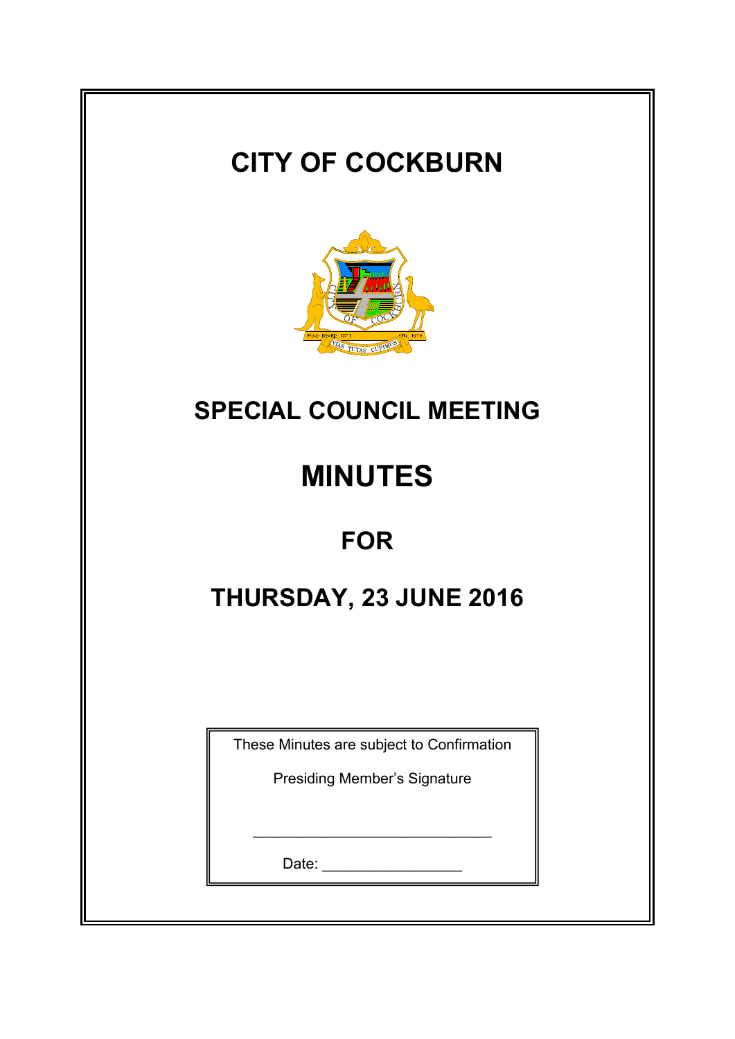# CITY OF COCKBURN

## SPECIAL COUNCIL MEETING

# MINUTES

## FOR

## THURSDAY, 23 JUNE 2016

These Minutes are subject to Confirmation

Presiding Member's Signature

______________________________

Date: _________________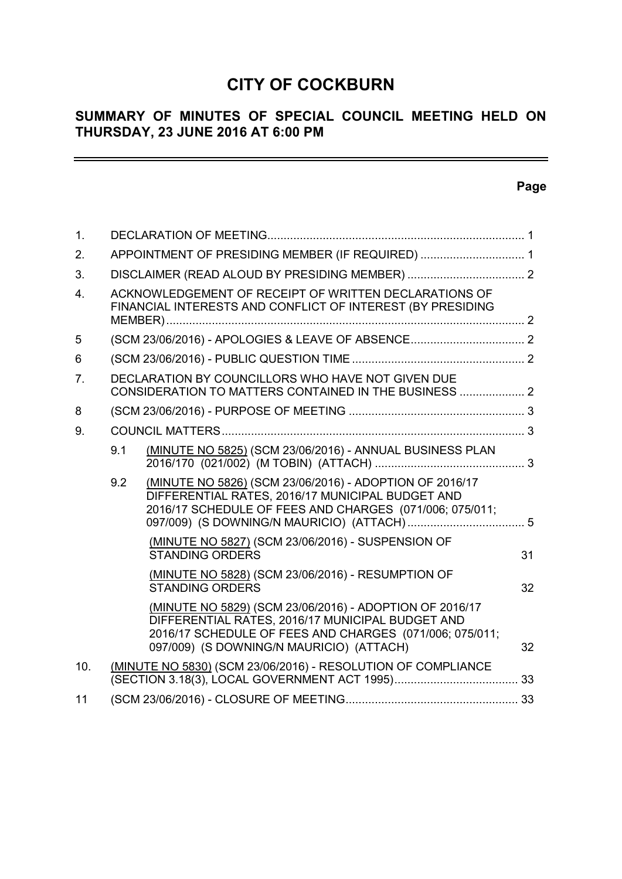# CITY OF COCKBURN

## SUMMARY OF MINUTES OF SPECIAL COUNCIL MEETING HELD ON THURSDAY, 23 JUNE 2016 AT 6:00 PM

| | | | Page |
|---|---|---|---|
| 1. | | DECLARATION OF MEETING | 1 |
| 2. | | APPOINTMENT OF PRESIDING MEMBER (IF REQUIRED) | 1 |
| 3. | | DISCLAIMER (READ ALOUD BY PRESIDING MEMBER) | 2 |
| 4. | | ACKNOWLEDGEMENT OF RECEIPT OF WRITTEN DECLARATIONS OF FINANCIAL INTERESTS AND CONFLICT OF INTEREST (BY PRESIDING MEMBER) | 2 |
| 5 | | (SCM 23/06/2016) - APOLOGIES & LEAVE OF ABSENCE | 2 |
| 6 | | (SCM 23/06/2016) - PUBLIC QUESTION TIME | 2 |
| 7. | | DECLARATION BY COUNCILLORS WHO HAVE NOT GIVEN DUE CONSIDERATION TO MATTERS CONTAINED IN THE BUSINESS | 2 |
| 8 | | (SCM 23/06/2016) - PURPOSE OF MEETING | 3 |
| 9. | | COUNCIL MATTERS | 3 |
| | 9.1 | (MINUTE NO 5825) (SCM 23/06/2016) - ANNUAL BUSINESS PLAN 2016/170 (021/002) (M TOBIN) (ATTACH) | 3 |
| | 9.2 | (MINUTE NO 5826) (SCM 23/06/2016) - ADOPTION OF 2016/17 DIFFERENTIAL RATES, 2016/17 MUNICIPAL BUDGET AND 2016/17 SCHEDULE OF FEES AND CHARGES (071/006; 075/011; 097/009) (S DOWNING/N MAURICIO) (ATTACH) | 5 |
| | | (MINUTE NO 5827) (SCM 23/06/2016) - SUSPENSION OF STANDING ORDERS | 31 |
| | | (MINUTE NO 5828) (SCM 23/06/2016) - RESUMPTION OF STANDING ORDERS | 32 |
| | | (MINUTE NO 5829) (SCM 23/06/2016) - ADOPTION OF 2016/17 DIFFERENTIAL RATES, 2016/17 MUNICIPAL BUDGET AND 2016/17 SCHEDULE OF FEES AND CHARGES (071/006; 075/011; 097/009) (S DOWNING/N MAURICIO) (ATTACH) | 32 |
| 10. | | (MINUTE NO 5830) (SCM 23/06/2016) - RESOLUTION OF COMPLIANCE (SECTION 3.18(3), LOCAL GOVERNMENT ACT 1995) | 33 |
| 11 | | (SCM 23/06/2016) - CLOSURE OF MEETING | 33 |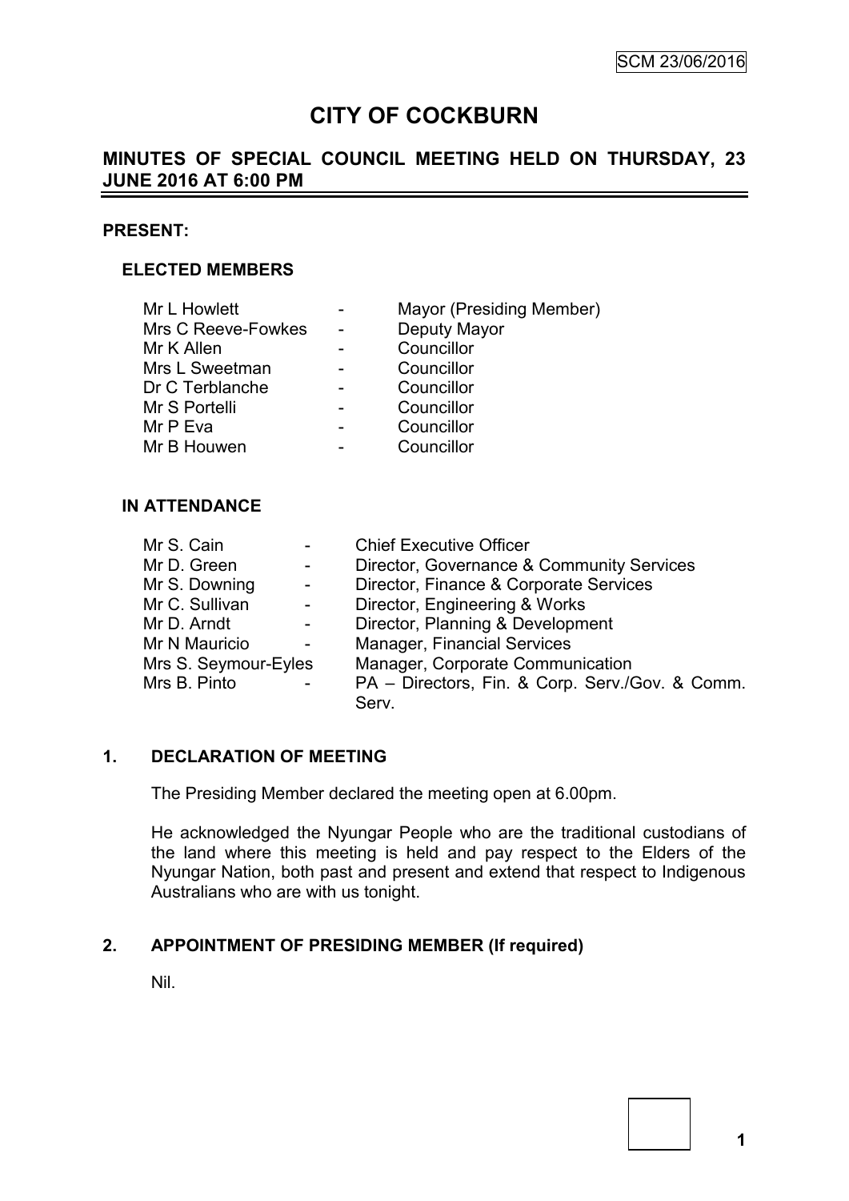# CITY OF COCKBURN

## MINUTES OF SPECIAL COUNCIL MEETING HELD ON THURSDAY, 23 JUNE 2016 AT 6:00 PM

### PRESENT:

#### ELECTED MEMBERS

| | | |
|---|---|---|
| Mr L Howlett | - | Mayor (Presiding Member) |
| Mrs C Reeve-Fowkes | - | Deputy Mayor |
| Mr K Allen | - | Councillor |
| Mrs L Sweetman | - | Councillor |
| Dr C Terblanche | - | Councillor |
| Mr S Portelli | - | Councillor |
| Mr P Eva | - | Councillor |
| Mr B Houwen | - | Councillor |

#### IN ATTENDANCE

| | | |
|---|---|---|
| Mr S. Cain | - | Chief Executive Officer |
| Mr D. Green | - | Director, Governance & Community Services |
| Mr S. Downing | - | Director, Finance & Corporate Services |
| Mr C. Sullivan | - | Director, Engineering & Works |
| Mr D. Arndt | - | Director, Planning & Development |
| Mr N Mauricio | - | Manager, Financial Services |
| Mrs S. Seymour-Eyles | | Manager, Corporate Communication |
| Mrs B. Pinto | - | PA – Directors, Fin. & Corp. Serv./Gov. & Comm. Serv. |

### 1. DECLARATION OF MEETING

The Presiding Member declared the meeting open at 6.00pm.

He acknowledged the Nyungar People who are the traditional custodians of the land where this meeting is held and pay respect to the Elders of the Nyungar Nation, both past and present and extend that respect to Indigenous Australians who are with us tonight.

### 2. APPOINTMENT OF PRESIDING MEMBER (If required)

Nil.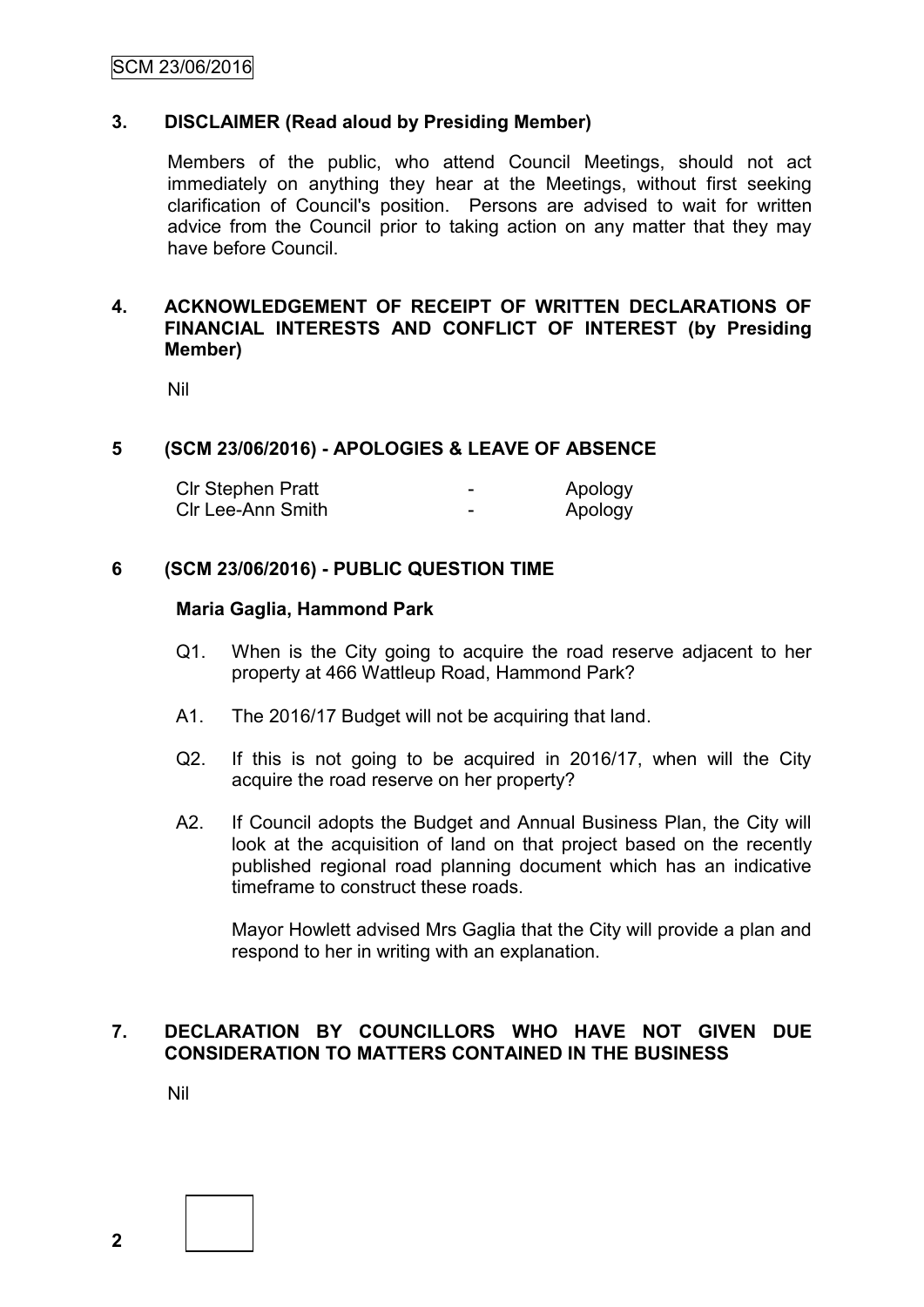## 3. DISCLAIMER (Read aloud by Presiding Member)

Members of the public, who attend Council Meetings, should not act immediately on anything they hear at the Meetings, without first seeking clarification of Council's position. Persons are advised to wait for written advice from the Council prior to taking action on any matter that they may have before Council.

## 4. ACKNOWLEDGEMENT OF RECEIPT OF WRITTEN DECLARATIONS OF FINANCIAL INTERESTS AND CONFLICT OF INTEREST (by Presiding Member)

Nil

## 5 (SCM 23/06/2016) - APOLOGIES & LEAVE OF ABSENCE

| | | |
|---|---|---|
| Clr Stephen Pratt | - | Apology |
| Clr Lee-Ann Smith | - | Apology |

## 6 (SCM 23/06/2016) - PUBLIC QUESTION TIME

**Maria Gaglia, Hammond Park**

Q1. When is the City going to acquire the road reserve adjacent to her property at 466 Wattleup Road, Hammond Park?

A1. The 2016/17 Budget will not be acquiring that land.

Q2. If this is not going to be acquired in 2016/17, when will the City acquire the road reserve on her property?

A2. If Council adopts the Budget and Annual Business Plan, the City will look at the acquisition of land on that project based on the recently published regional road planning document which has an indicative timeframe to construct these roads.

Mayor Howlett advised Mrs Gaglia that the City will provide a plan and respond to her in writing with an explanation.

## 7. DECLARATION BY COUNCILLORS WHO HAVE NOT GIVEN DUE CONSIDERATION TO MATTERS CONTAINED IN THE BUSINESS

Nil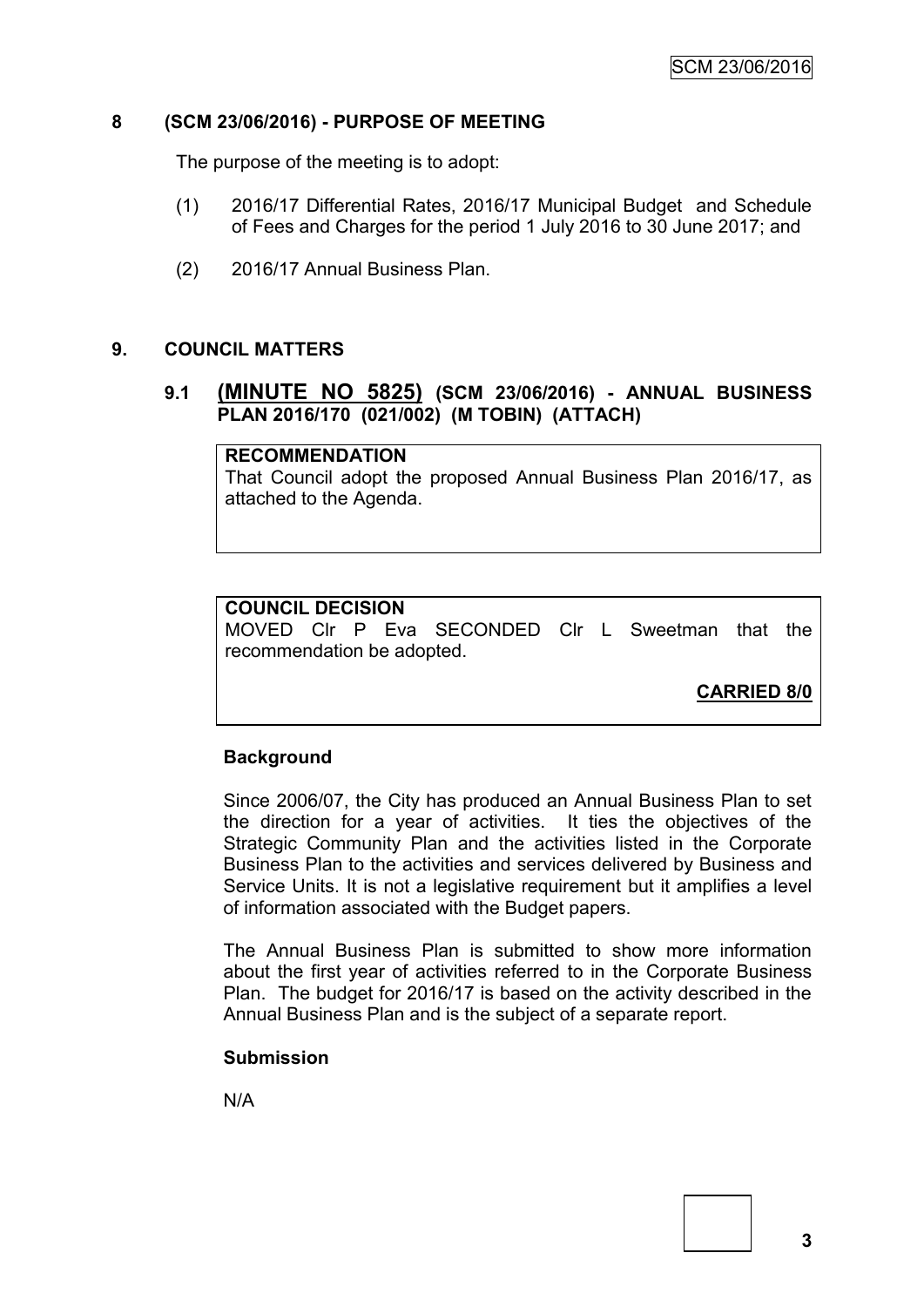## 8 (SCM 23/06/2016) - PURPOSE OF MEETING

The purpose of the meeting is to adopt:

(1) 2016/17 Differential Rates, 2016/17 Municipal Budget and Schedule of Fees and Charges for the period 1 July 2016 to 30 June 2017; and

(2) 2016/17 Annual Business Plan.

## 9. COUNCIL MATTERS

### 9.1 (MINUTE NO 5825) (SCM 23/06/2016) - ANNUAL BUSINESS PLAN 2016/170 (021/002) (M TOBIN) (ATTACH)

**RECOMMENDATION**

That Council adopt the proposed Annual Business Plan 2016/17, as attached to the Agenda.

**COUNCIL DECISION**

MOVED Clr P Eva SECONDED Clr L Sweetman that the recommendation be adopted.

**CARRIED 8/0**

**Background**

Since 2006/07, the City has produced an Annual Business Plan to set the direction for a year of activities. It ties the objectives of the Strategic Community Plan and the activities listed in the Corporate Business Plan to the activities and services delivered by Business and Service Units. It is not a legislative requirement but it amplifies a level of information associated with the Budget papers.

The Annual Business Plan is submitted to show more information about the first year of activities referred to in the Corporate Business Plan. The budget for 2016/17 is based on the activity described in the Annual Business Plan and is the subject of a separate report.

**Submission**

N/A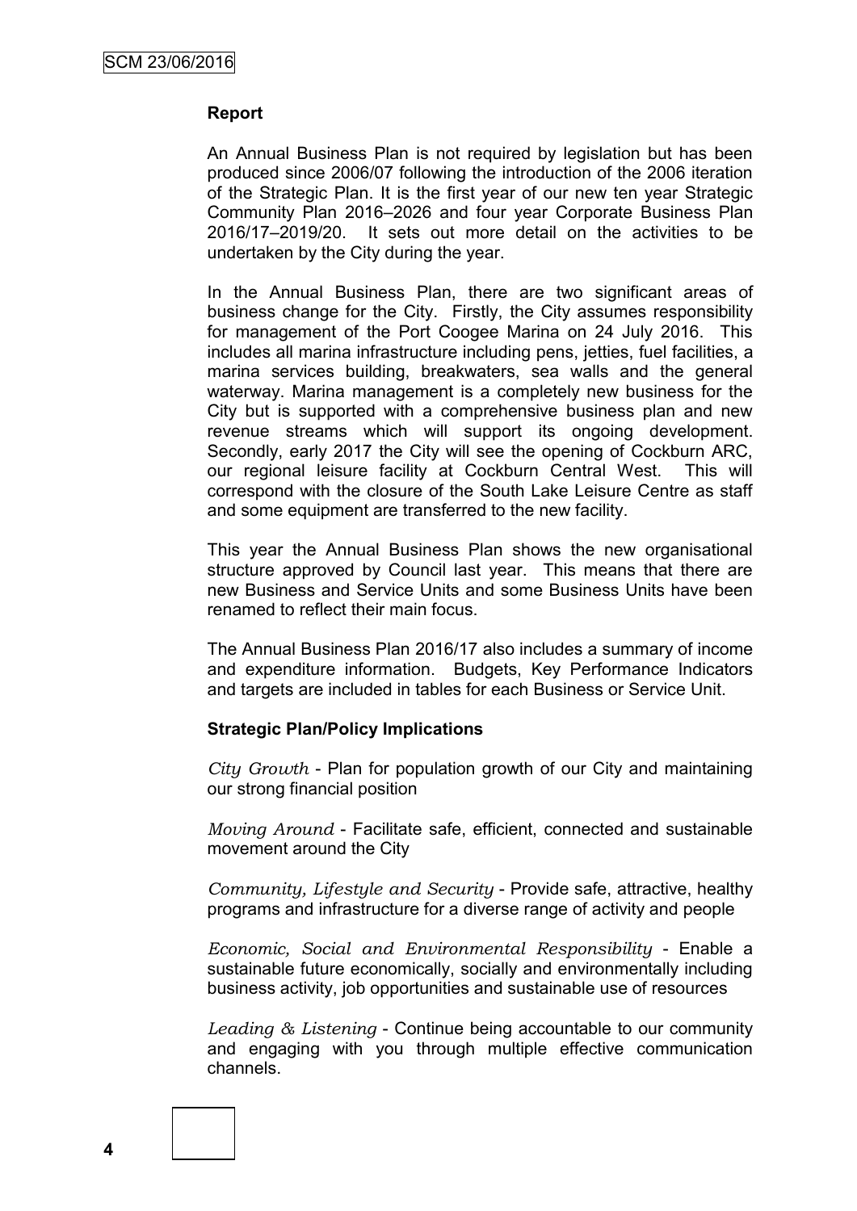**Report**

An Annual Business Plan is not required by legislation but has been produced since 2006/07 following the introduction of the 2006 iteration of the Strategic Plan. It is the first year of our new ten year Strategic Community Plan 2016–2026 and four year Corporate Business Plan 2016/17–2019/20. It sets out more detail on the activities to be undertaken by the City during the year.

In the Annual Business Plan, there are two significant areas of business change for the City. Firstly, the City assumes responsibility for management of the Port Coogee Marina on 24 July 2016. This includes all marina infrastructure including pens, jetties, fuel facilities, a marina services building, breakwaters, sea walls and the general waterway. Marina management is a completely new business for the City but is supported with a comprehensive business plan and new revenue streams which will support its ongoing development. Secondly, early 2017 the City will see the opening of Cockburn ARC, our regional leisure facility at Cockburn Central West. This will correspond with the closure of the South Lake Leisure Centre as staff and some equipment are transferred to the new facility.

This year the Annual Business Plan shows the new organisational structure approved by Council last year. This means that there are new Business and Service Units and some Business Units have been renamed to reflect their main focus.

The Annual Business Plan 2016/17 also includes a summary of income and expenditure information. Budgets, Key Performance Indicators and targets are included in tables for each Business or Service Unit.

**Strategic Plan/Policy Implications**

*City Growth* - Plan for population growth of our City and maintaining our strong financial position

*Moving Around* - Facilitate safe, efficient, connected and sustainable movement around the City

*Community, Lifestyle and Security* - Provide safe, attractive, healthy programs and infrastructure for a diverse range of activity and people

*Economic, Social and Environmental Responsibility* - Enable a sustainable future economically, socially and environmentally including business activity, job opportunities and sustainable use of resources

*Leading & Listening* - Continue being accountable to our community and engaging with you through multiple effective communication channels.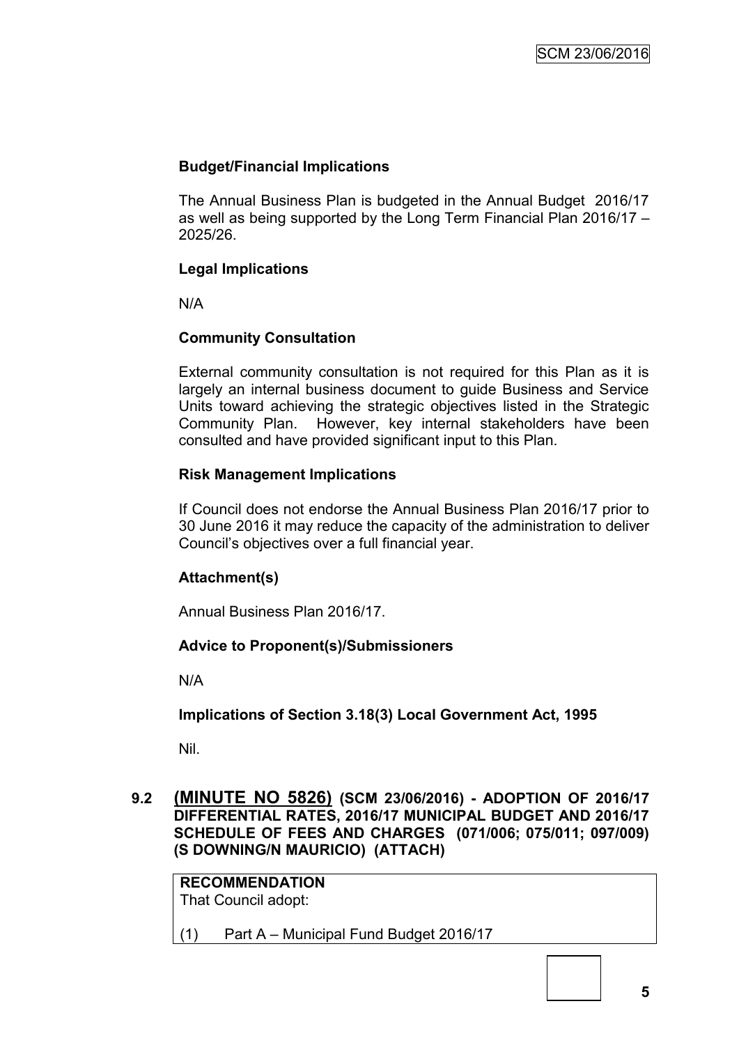**Budget/Financial Implications**

The Annual Business Plan is budgeted in the Annual Budget 2016/17 as well as being supported by the Long Term Financial Plan 2016/17 – 2025/26.

**Legal Implications**

N/A

**Community Consultation**

External community consultation is not required for this Plan as it is largely an internal business document to guide Business and Service Units toward achieving the strategic objectives listed in the Strategic Community Plan. However, key internal stakeholders have been consulted and have provided significant input to this Plan.

**Risk Management Implications**

If Council does not endorse the Annual Business Plan 2016/17 prior to 30 June 2016 it may reduce the capacity of the administration to deliver Council's objectives over a full financial year.

**Attachment(s)**

Annual Business Plan 2016/17.

**Advice to Proponent(s)/Submissioners**

N/A

**Implications of Section 3.18(3) Local Government Act, 1995**

Nil.

## 9.2 (MINUTE NO 5826) (SCM 23/06/2016) - ADOPTION OF 2016/17 DIFFERENTIAL RATES, 2016/17 MUNICIPAL BUDGET AND 2016/17 SCHEDULE OF FEES AND CHARGES (071/006; 075/011; 097/009) (S DOWNING/N MAURICIO) (ATTACH)

**RECOMMENDATION**
That Council adopt:

(1) Part A – Municipal Fund Budget 2016/17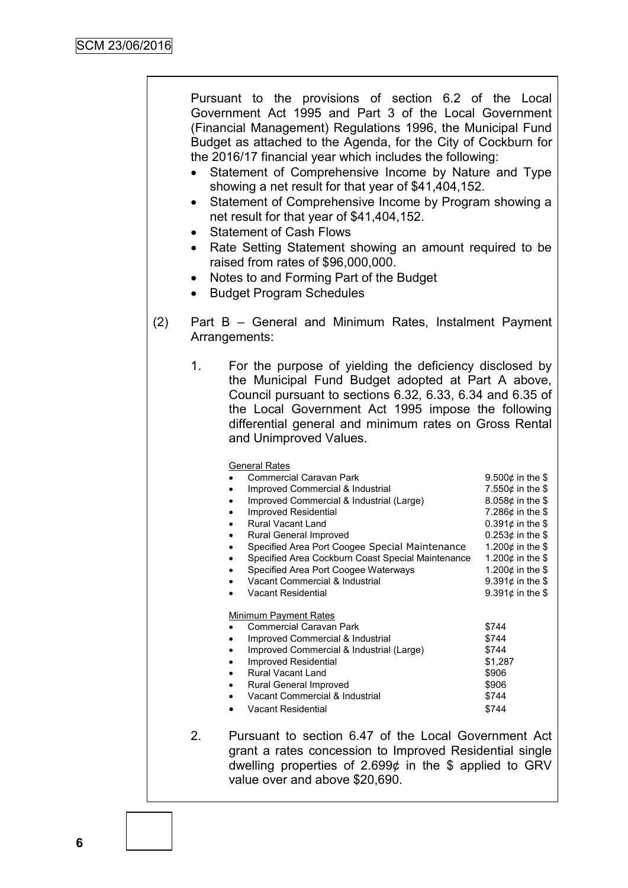Pursuant to the provisions of section 6.2 of the Local Government Act 1995 and Part 3 of the Local Government (Financial Management) Regulations 1996, the Municipal Fund Budget as attached to the Agenda, for the City of Cockburn for the 2016/17 financial year which includes the following:

- Statement of Comprehensive Income by Nature and Type showing a net result for that year of $41,404,152.
- Statement of Comprehensive Income by Program showing a net result for that year of $41,404,152.
- Statement of Cash Flows
- Rate Setting Statement showing an amount required to be raised from rates of $96,000,000.
- Notes to and Forming Part of the Budget
- Budget Program Schedules

(2) Part B – General and Minimum Rates, Instalment Payment Arrangements:

1. For the purpose of yielding the deficiency disclosed by the Municipal Fund Budget adopted at Part A above, Council pursuant to sections 6.32, 6.33, 6.34 and 6.35 of the Local Government Act 1995 impose the following differential general and minimum rates on Gross Rental and Unimproved Values.

   General Rates

   | | |
   |---|---|
   | Commercial Caravan Park | 9.500¢ in the $ |
   | Improved Commercial & Industrial | 7.550¢ in the $ |
   | Improved Commercial & Industrial (Large) | 8.058¢ in the $ |
   | Improved Residential | 7.286¢ in the $ |
   | Rural Vacant Land | 0.391¢ in the $ |
   | Rural General Improved | 0.253¢ in the $ |
   | Specified Area Port Coogee Special Maintenance | 1.200¢ in the $ |
   | Specified Area Cockburn Coast Special Maintenance | 1.200¢ in the $ |
   | Specified Area Port Coogee Waterways | 1.200¢ in the $ |
   | Vacant Commercial & Industrial | 9.391¢ in the $ |
   | Vacant Residential | 9.391¢ in the $ |

   Minimum Payment Rates

   | | |
   |---|---|
   | Commercial Caravan Park | $744 |
   | Improved Commercial & Industrial | $744 |
   | Improved Commercial & Industrial (Large) | $744 |
   | Improved Residential | $1,287 |
   | Rural Vacant Land | $906 |
   | Rural General Improved | $906 |
   | Vacant Commercial & Industrial | $744 |
   | Vacant Residential | $744 |

2. Pursuant to section 6.47 of the Local Government Act grant a rates concession to Improved Residential single dwelling properties of 2.699¢ in the $ applied to GRV value over and above $20,690.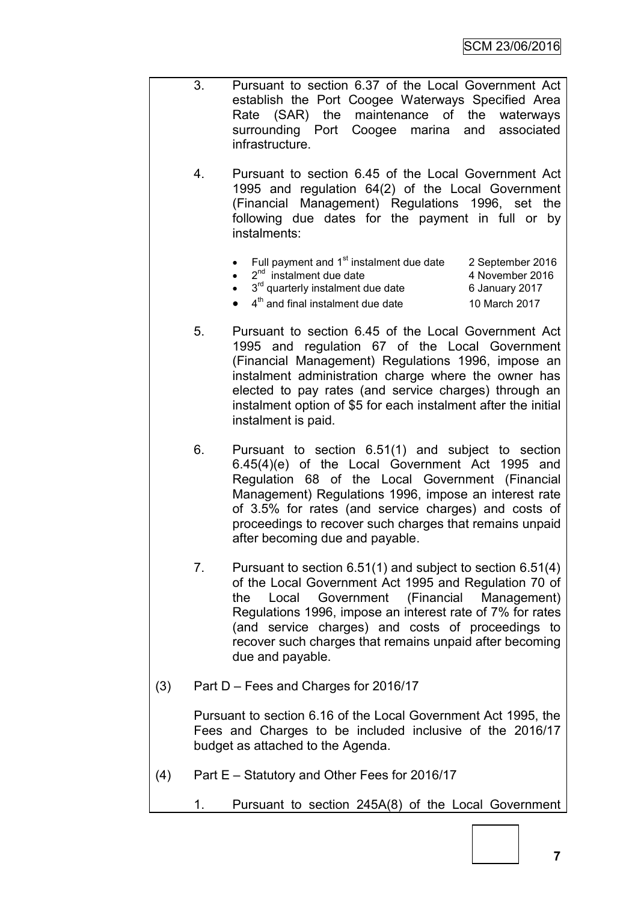3. Pursuant to section 6.37 of the Local Government Act establish the Port Coogee Waterways Specified Area Rate (SAR) the maintenance of the waterways surrounding Port Coogee marina and associated infrastructure.

4. Pursuant to section 6.45 of the Local Government Act 1995 and regulation 64(2) of the Local Government (Financial Management) Regulations 1996, set the following due dates for the payment in full or by instalments:

   - Full payment and 1st instalment due date — 2 September 2016
   - 2nd instalment due date — 4 November 2016
   - 3rd quarterly instalment due date — 6 January 2017
   - 4th and final instalment due date — 10 March 2017

5. Pursuant to section 6.45 of the Local Government Act 1995 and regulation 67 of the Local Government (Financial Management) Regulations 1996, impose an instalment administration charge where the owner has elected to pay rates (and service charges) through an instalment option of $5 for each instalment after the initial instalment is paid.

6. Pursuant to section 6.51(1) and subject to section 6.45(4)(e) of the Local Government Act 1995 and Regulation 68 of the Local Government (Financial Management) Regulations 1996, impose an interest rate of 3.5% for rates (and service charges) and costs of proceedings to recover such charges that remains unpaid after becoming due and payable.

7. Pursuant to section 6.51(1) and subject to section 6.51(4) of the Local Government Act 1995 and Regulation 70 of the Local Government (Financial Management) Regulations 1996, impose an interest rate of 7% for rates (and service charges) and costs of proceedings to recover such charges that remains unpaid after becoming due and payable.

(3) Part D – Fees and Charges for 2016/17

Pursuant to section 6.16 of the Local Government Act 1995, the Fees and Charges to be included inclusive of the 2016/17 budget as attached to the Agenda.

(4) Part E – Statutory and Other Fees for 2016/17

1. Pursuant to section 245A(8) of the Local Government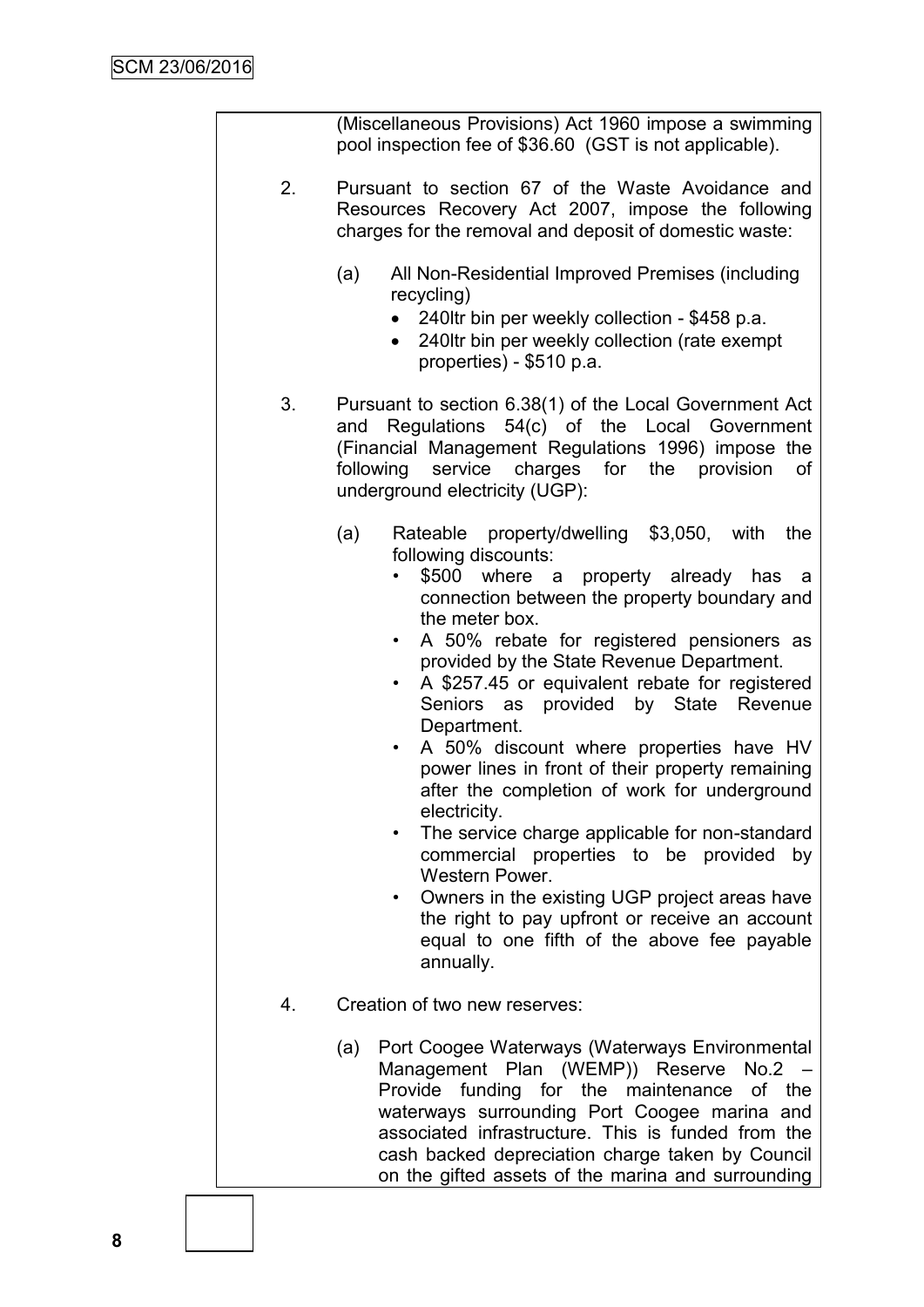(Miscellaneous Provisions) Act 1960 impose a swimming pool inspection fee of $36.60 (GST is not applicable).

2. Pursuant to section 67 of the Waste Avoidance and Resources Recovery Act 2007, impose the following charges for the removal and deposit of domestic waste:

   (a) All Non-Residential Improved Premises (including recycling)
   - 240ltr bin per weekly collection - $458 p.a.
   - 240ltr bin per weekly collection (rate exempt properties) - $510 p.a.

3. Pursuant to section 6.38(1) of the Local Government Act and Regulations 54(c) of the Local Government (Financial Management Regulations 1996) impose the following service charges for the provision of underground electricity (UGP):

   (a) Rateable property/dwelling $3,050, with the following discounts:
   - $500 where a property already has a connection between the property boundary and the meter box.
   - A 50% rebate for registered pensioners as provided by the State Revenue Department.
   - A $257.45 or equivalent rebate for registered Seniors as provided by State Revenue Department.
   - A 50% discount where properties have HV power lines in front of their property remaining after the completion of work for underground electricity.
   - The service charge applicable for non-standard commercial properties to be provided by Western Power.
   - Owners in the existing UGP project areas have the right to pay upfront or receive an account equal to one fifth of the above fee payable annually.

4. Creation of two new reserves:

   (a) Port Coogee Waterways (Waterways Environmental Management Plan (WEMP)) Reserve No.2 – Provide funding for the maintenance of the waterways surrounding Port Coogee marina and associated infrastructure. This is funded from the cash backed depreciation charge taken by Council on the gifted assets of the marina and surrounding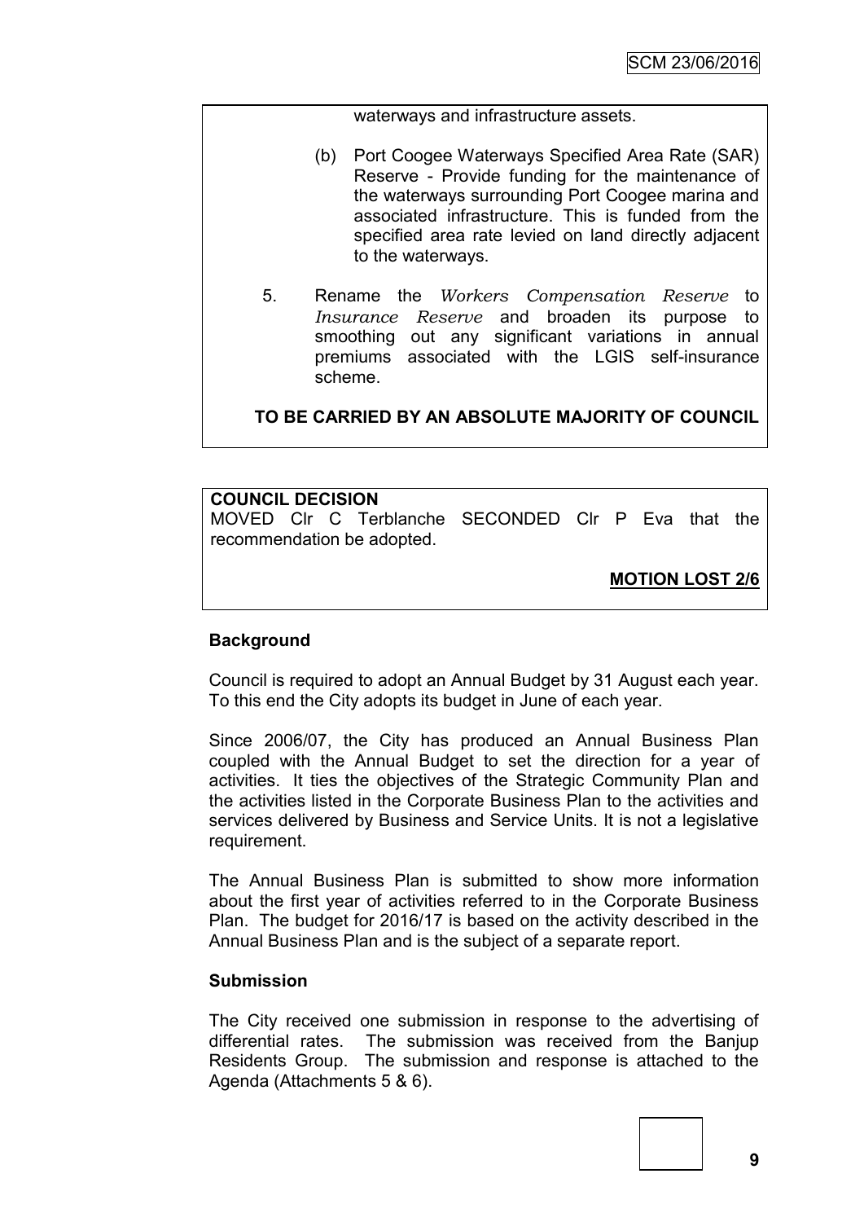waterways and infrastructure assets.

(b) Port Coogee Waterways Specified Area Rate (SAR) Reserve - Provide funding for the maintenance of the waterways surrounding Port Coogee marina and associated infrastructure. This is funded from the specified area rate levied on land directly adjacent to the waterways.

5. Rename the *Workers Compensation Reserve* to *Insurance Reserve* and broaden its purpose to smoothing out any significant variations in annual premiums associated with the LGIS self-insurance scheme.

**TO BE CARRIED BY AN ABSOLUTE MAJORITY OF COUNCIL**

**COUNCIL DECISION**

MOVED Clr C Terblanche SECONDED Clr P Eva that the recommendation be adopted.

**MOTION LOST 2/6**

**Background**

Council is required to adopt an Annual Budget by 31 August each year. To this end the City adopts its budget in June of each year.

Since 2006/07, the City has produced an Annual Business Plan coupled with the Annual Budget to set the direction for a year of activities. It ties the objectives of the Strategic Community Plan and the activities listed in the Corporate Business Plan to the activities and services delivered by Business and Service Units. It is not a legislative requirement.

The Annual Business Plan is submitted to show more information about the first year of activities referred to in the Corporate Business Plan. The budget for 2016/17 is based on the activity described in the Annual Business Plan and is the subject of a separate report.

**Submission**

The City received one submission in response to the advertising of differential rates. The submission was received from the Banjup Residents Group. The submission and response is attached to the Agenda (Attachments 5 & 6).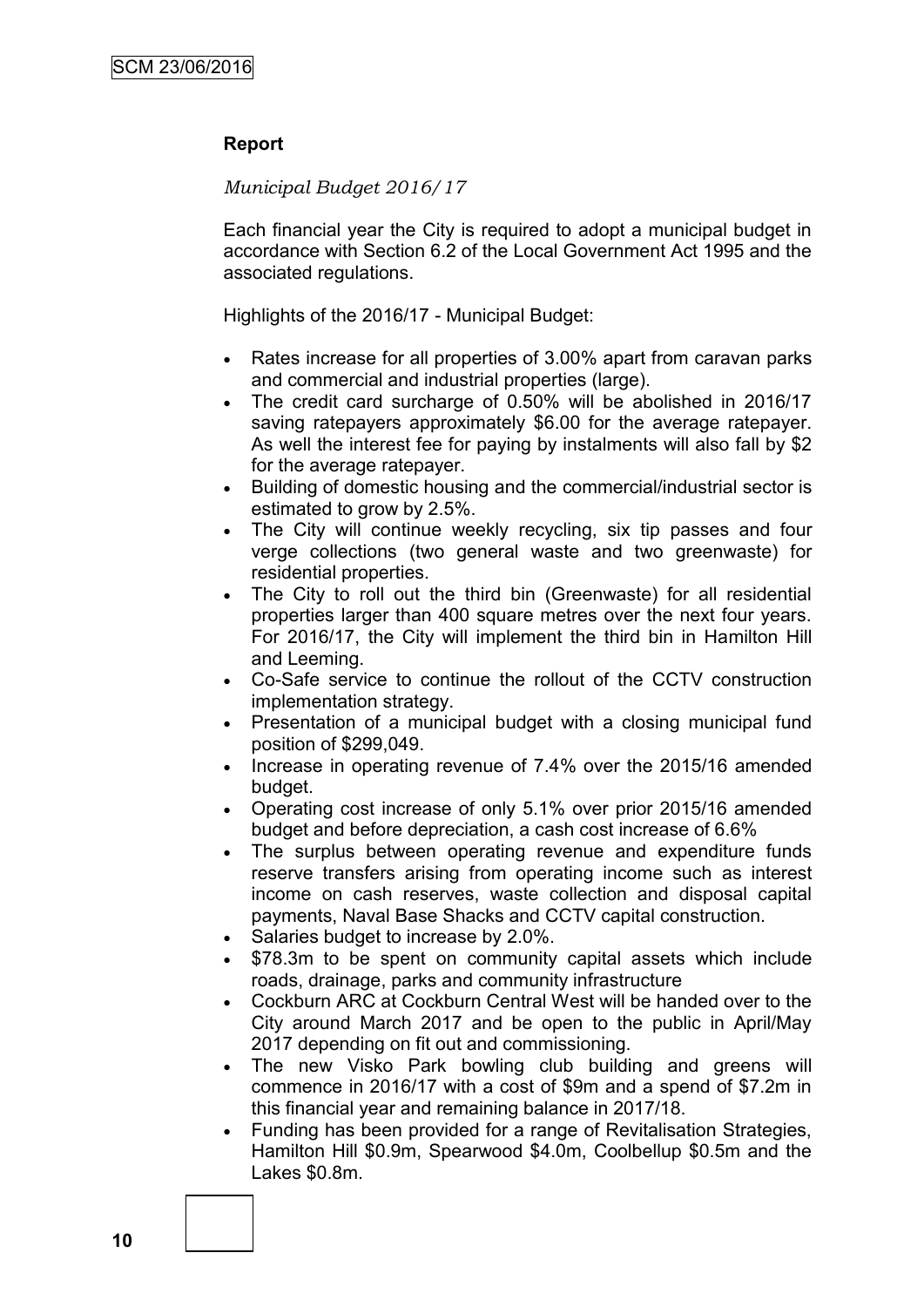## Report

*Municipal Budget 2016/17*

Each financial year the City is required to adopt a municipal budget in accordance with Section 6.2 of the Local Government Act 1995 and the associated regulations.

Highlights of the 2016/17 - Municipal Budget:

- Rates increase for all properties of 3.00% apart from caravan parks and commercial and industrial properties (large).
- The credit card surcharge of 0.50% will be abolished in 2016/17 saving ratepayers approximately $6.00 for the average ratepayer. As well the interest fee for paying by instalments will also fall by $2 for the average ratepayer.
- Building of domestic housing and the commercial/industrial sector is estimated to grow by 2.5%.
- The City will continue weekly recycling, six tip passes and four verge collections (two general waste and two greenwaste) for residential properties.
- The City to roll out the third bin (Greenwaste) for all residential properties larger than 400 square metres over the next four years. For 2016/17, the City will implement the third bin in Hamilton Hill and Leeming.
- Co-Safe service to continue the rollout of the CCTV construction implementation strategy.
- Presentation of a municipal budget with a closing municipal fund position of $299,049.
- Increase in operating revenue of 7.4% over the 2015/16 amended budget.
- Operating cost increase of only 5.1% over prior 2015/16 amended budget and before depreciation, a cash cost increase of 6.6%
- The surplus between operating revenue and expenditure funds reserve transfers arising from operating income such as interest income on cash reserves, waste collection and disposal capital payments, Naval Base Shacks and CCTV capital construction.
- Salaries budget to increase by 2.0%.
- $78.3m to be spent on community capital assets which include roads, drainage, parks and community infrastructure
- Cockburn ARC at Cockburn Central West will be handed over to the City around March 2017 and be open to the public in April/May 2017 depending on fit out and commissioning.
- The new Visko Park bowling club building and greens will commence in 2016/17 with a cost of $9m and a spend of $7.2m in this financial year and remaining balance in 2017/18.
- Funding has been provided for a range of Revitalisation Strategies, Hamilton Hill $0.9m, Spearwood $4.0m, Coolbellup $0.5m and the Lakes $0.8m.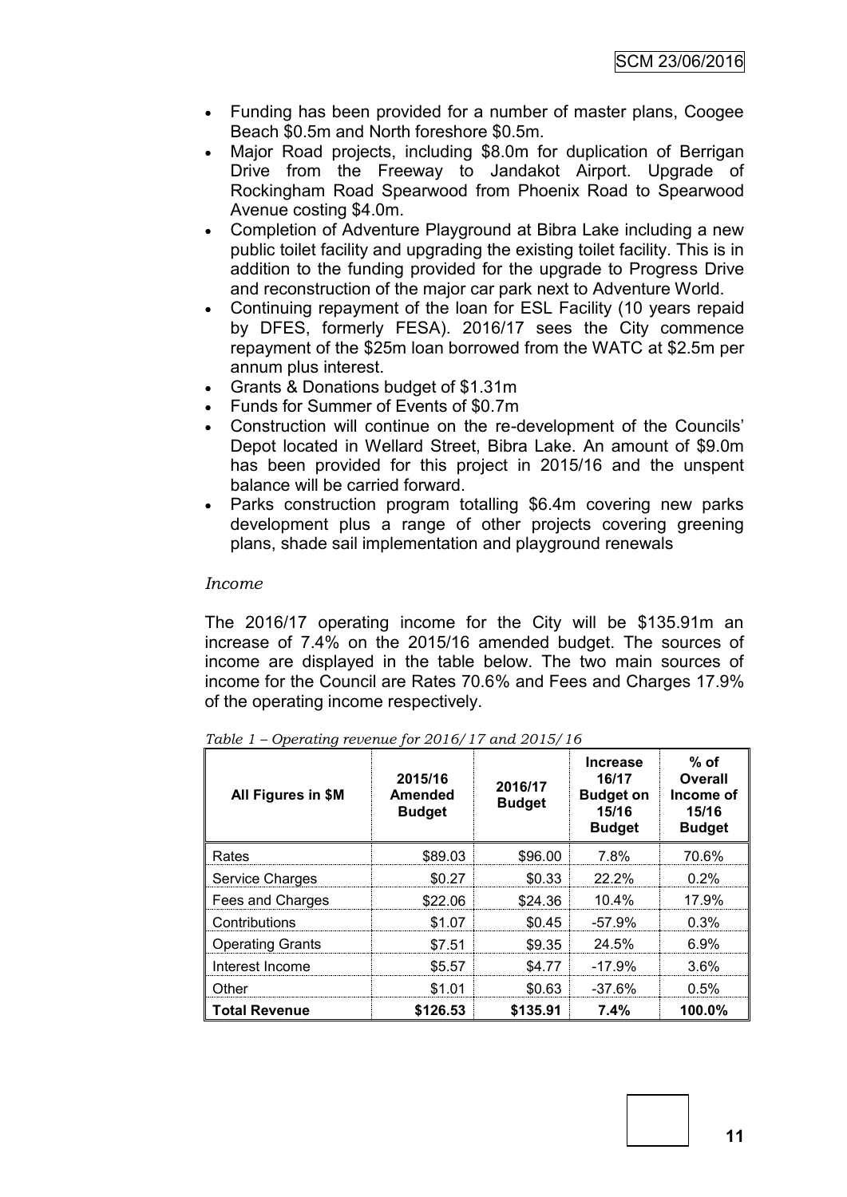- Funding has been provided for a number of master plans, Coogee Beach $0.5m and North foreshore $0.5m.
- Major Road projects, including $8.0m for duplication of Berrigan Drive from the Freeway to Jandakot Airport. Upgrade of Rockingham Road Spearwood from Phoenix Road to Spearwood Avenue costing $4.0m.
- Completion of Adventure Playground at Bibra Lake including a new public toilet facility and upgrading the existing toilet facility. This is in addition to the funding provided for the upgrade to Progress Drive and reconstruction of the major car park next to Adventure World.
- Continuing repayment of the loan for ESL Facility (10 years repaid by DFES, formerly FESA). 2016/17 sees the City commence repayment of the $25m loan borrowed from the WATC at $2.5m per annum plus interest.
- Grants & Donations budget of $1.31m
- Funds for Summer of Events of $0.7m
- Construction will continue on the re-development of the Councils' Depot located in Wellard Street, Bibra Lake. An amount of $9.0m has been provided for this project in 2015/16 and the unspent balance will be carried forward.
- Parks construction program totalling $6.4m covering new parks development plus a range of other projects covering greening plans, shade sail implementation and playground renewals

*Income*

The 2016/17 operating income for the City will be $135.91m an increase of 7.4% on the 2015/16 amended budget. The sources of income are displayed in the table below. The two main sources of income for the Council are Rates 70.6% and Fees and Charges 17.9% of the operating income respectively.

*Table 1 – Operating revenue for 2016/17 and 2015/16*

| All Figures in $M | 2015/16 Amended Budget | 2016/17 Budget | Increase 16/17 Budget on 15/16 Budget | % of Overall Income of 15/16 Budget |
|---|---|---|---|---|
| Rates | $89.03 | $96.00 | 7.8% | 70.6% |
| Service Charges | $0.27 | $0.33 | 22.2% | 0.2% |
| Fees and Charges | $22.06 | $24.36 | 10.4% | 17.9% |
| Contributions | $1.07 | $0.45 | -57.9% | 0.3% |
| Operating Grants | $7.51 | $9.35 | 24.5% | 6.9% |
| Interest Income | $5.57 | $4.77 | -17.9% | 3.6% |
| Other | $1.01 | $0.63 | -37.6% | 0.5% |
| **Total Revenue** | **$126.53** | **$135.91** | **7.4%** | **100.0%** |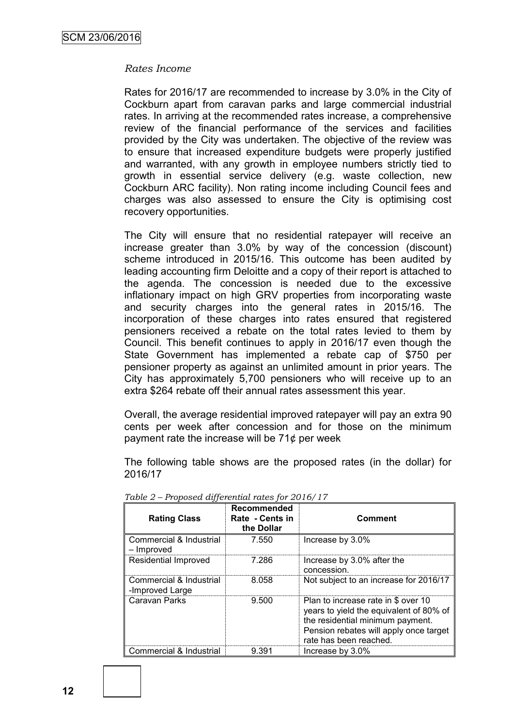*Rates Income*

Rates for 2016/17 are recommended to increase by 3.0% in the City of Cockburn apart from caravan parks and large commercial industrial rates. In arriving at the recommended rates increase, a comprehensive review of the financial performance of the services and facilities provided by the City was undertaken. The objective of the review was to ensure that increased expenditure budgets were properly justified and warranted, with any growth in employee numbers strictly tied to growth in essential service delivery (e.g. waste collection, new Cockburn ARC facility). Non rating income including Council fees and charges was also assessed to ensure the City is optimising cost recovery opportunities.

The City will ensure that no residential ratepayer will receive an increase greater than 3.0% by way of the concession (discount) scheme introduced in 2015/16. This outcome has been audited by leading accounting firm Deloitte and a copy of their report is attached to the agenda. The concession is needed due to the excessive inflationary impact on high GRV properties from incorporating waste and security charges into the general rates in 2015/16. The incorporation of these charges into rates ensured that registered pensioners received a rebate on the total rates levied to them by Council. This benefit continues to apply in 2016/17 even though the State Government has implemented a rebate cap of $750 per pensioner property as against an unlimited amount in prior years. The City has approximately 5,700 pensioners who will receive up to an extra $264 rebate off their annual rates assessment this year.

Overall, the average residential improved ratepayer will pay an extra 90 cents per week after concession and for those on the minimum payment rate the increase will be 71¢ per week

The following table shows are the proposed rates (in the dollar) for 2016/17

*Table 2 – Proposed differential rates for 2016/17*

| Rating Class | Recommended Rate - Cents in the Dollar | Comment |
|---|---|---|
| Commercial & Industrial – Improved | 7.550 | Increase by 3.0% |
| Residential Improved | 7.286 | Increase by 3.0% after the concession. |
| Commercial & Industrial -Improved Large | 8.058 | Not subject to an increase for 2016/17 |
| Caravan Parks | 9.500 | Plan to increase rate in $ over 10 years to yield the equivalent of 80% of the residential minimum payment. Pension rebates will apply once target rate has been reached. |
| Commercial & Industrial | 9.391 | Increase by 3.0% |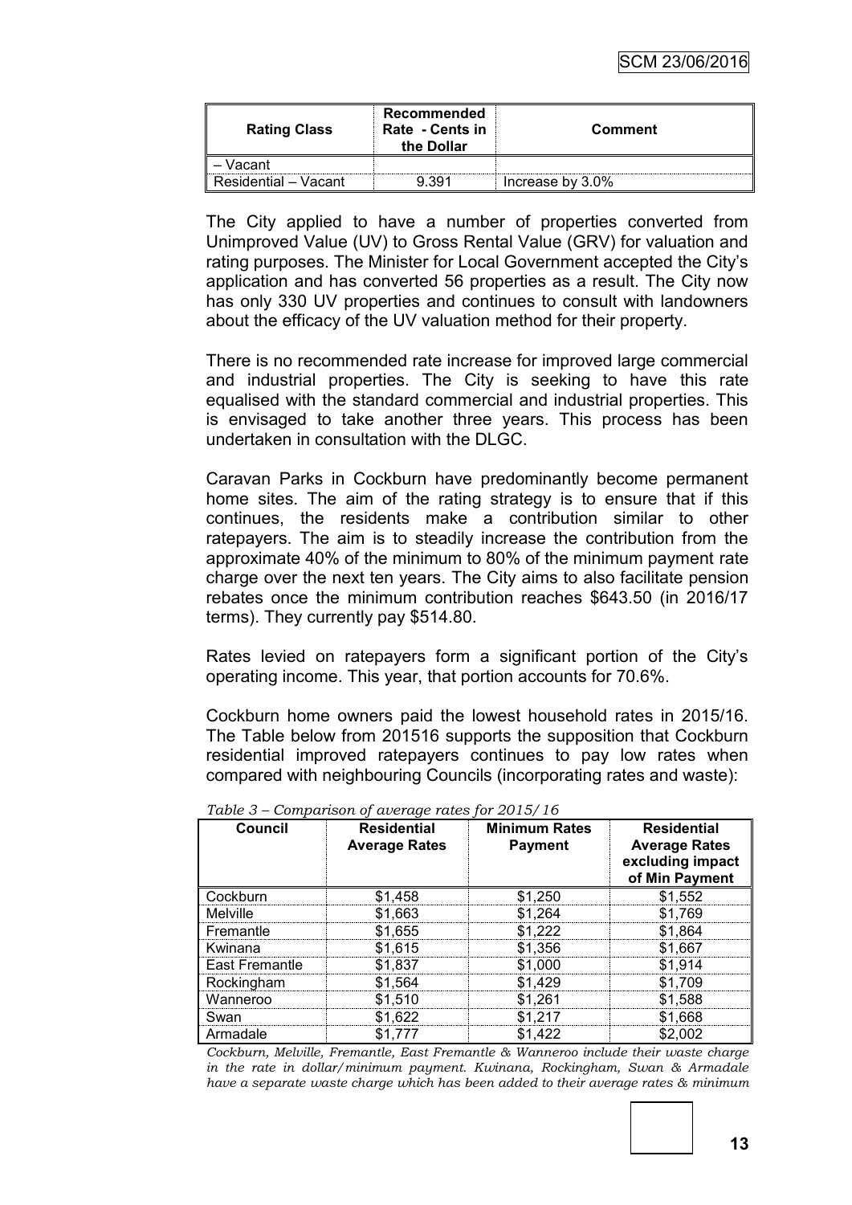| Rating Class | Recommended Rate - Cents in the Dollar | Comment |
|---|---|---|
| – Vacant | | |
| Residential – Vacant | 9.391 | Increase by 3.0% |

The City applied to have a number of properties converted from Unimproved Value (UV) to Gross Rental Value (GRV) for valuation and rating purposes. The Minister for Local Government accepted the City's application and has converted 56 properties as a result. The City now has only 330 UV properties and continues to consult with landowners about the efficacy of the UV valuation method for their property.

There is no recommended rate increase for improved large commercial and industrial properties. The City is seeking to have this rate equalised with the standard commercial and industrial properties. This is envisaged to take another three years. This process has been undertaken in consultation with the DLGC.

Caravan Parks in Cockburn have predominantly become permanent home sites. The aim of the rating strategy is to ensure that if this continues, the residents make a contribution similar to other ratepayers. The aim is to steadily increase the contribution from the approximate 40% of the minimum to 80% of the minimum payment rate charge over the next ten years. The City aims to also facilitate pension rebates once the minimum contribution reaches $643.50 (in 2016/17 terms). They currently pay $514.80.

Rates levied on ratepayers form a significant portion of the City's operating income. This year, that portion accounts for 70.6%.

Cockburn home owners paid the lowest household rates in 2015/16. The Table below from 201516 supports the supposition that Cockburn residential improved ratepayers continues to pay low rates when compared with neighbouring Councils (incorporating rates and waste):

*Table 3 – Comparison of average rates for 2015/16*

| Council | Residential Average Rates | Minimum Rates Payment | Residential Average Rates excluding impact of Min Payment |
|---|---|---|---|
| Cockburn | $1,458 | $1,250 | $1,552 |
| Melville | $1,663 | $1,264 | $1,769 |
| Fremantle | $1,655 | $1,222 | $1,864 |
| Kwinana | $1,615 | $1,356 | $1,667 |
| East Fremantle | $1,837 | $1,000 | $1,914 |
| Rockingham | $1,564 | $1,429 | $1,709 |
| Wanneroo | $1,510 | $1,261 | $1,588 |
| Swan | $1,622 | $1,217 | $1,668 |
| Armadale | $1,777 | $1,422 | $2,002 |

*Cockburn, Melville, Fremantle, East Fremantle & Wanneroo include their waste charge in the rate in dollar/minimum payment. Kwinana, Rockingham, Swan & Armadale have a separate waste charge which has been added to their average rates & minimum*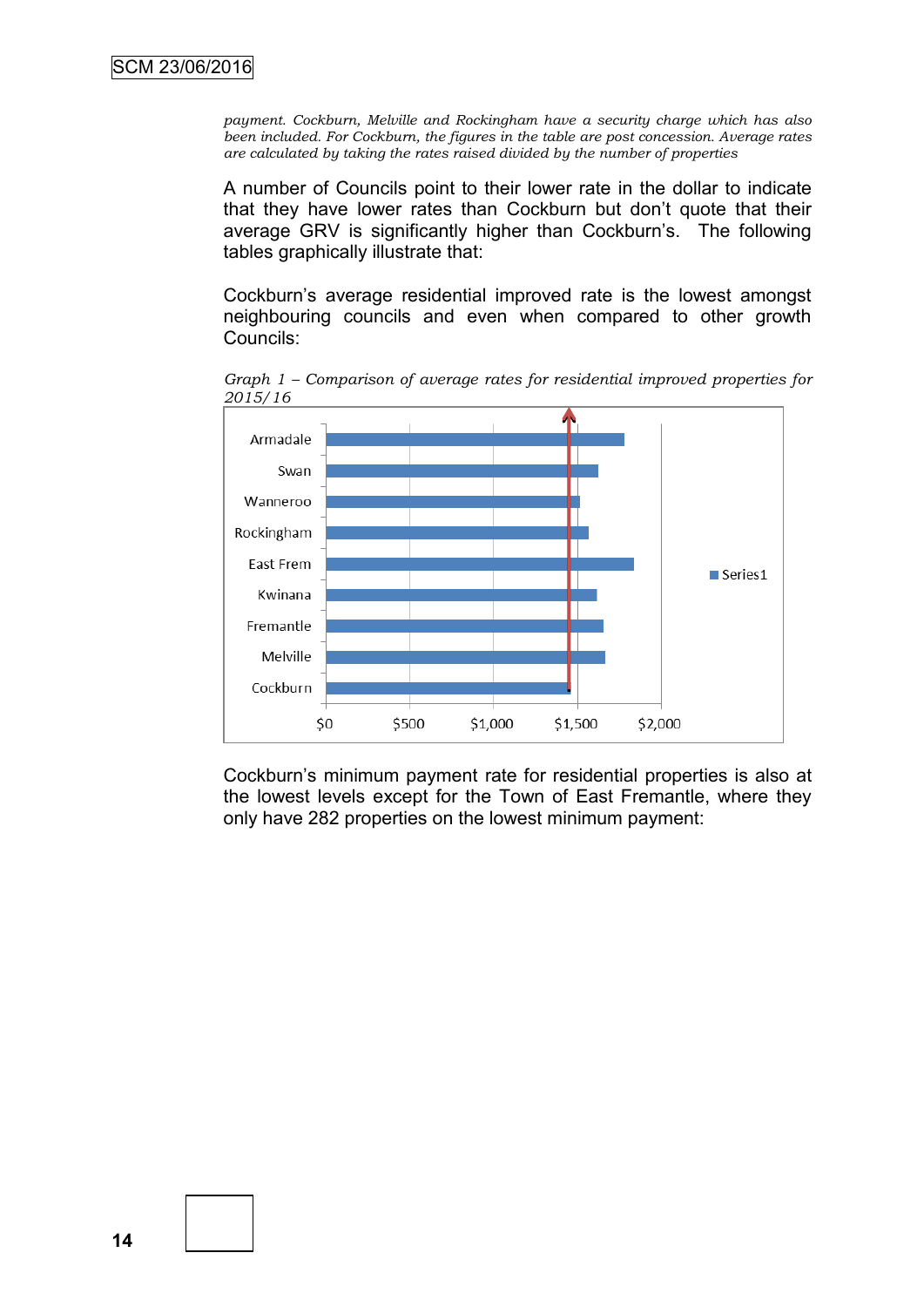*payment. Cockburn, Melville and Rockingham have a security charge which has also been included. For Cockburn, the figures in the table are post concession. Average rates are calculated by taking the rates raised divided by the number of properties*

A number of Councils point to their lower rate in the dollar to indicate that they have lower rates than Cockburn but don't quote that their average GRV is significantly higher than Cockburn's. The following tables graphically illustrate that:

Cockburn's average residential improved rate is the lowest amongst neighbouring councils and even when compared to other growth Councils:

*Graph 1 – Comparison of average rates for residential improved properties for 2015/16*

Cockburn's minimum payment rate for residential properties is also at the lowest levels except for the Town of East Fremantle, where they only have 282 properties on the lowest minimum payment: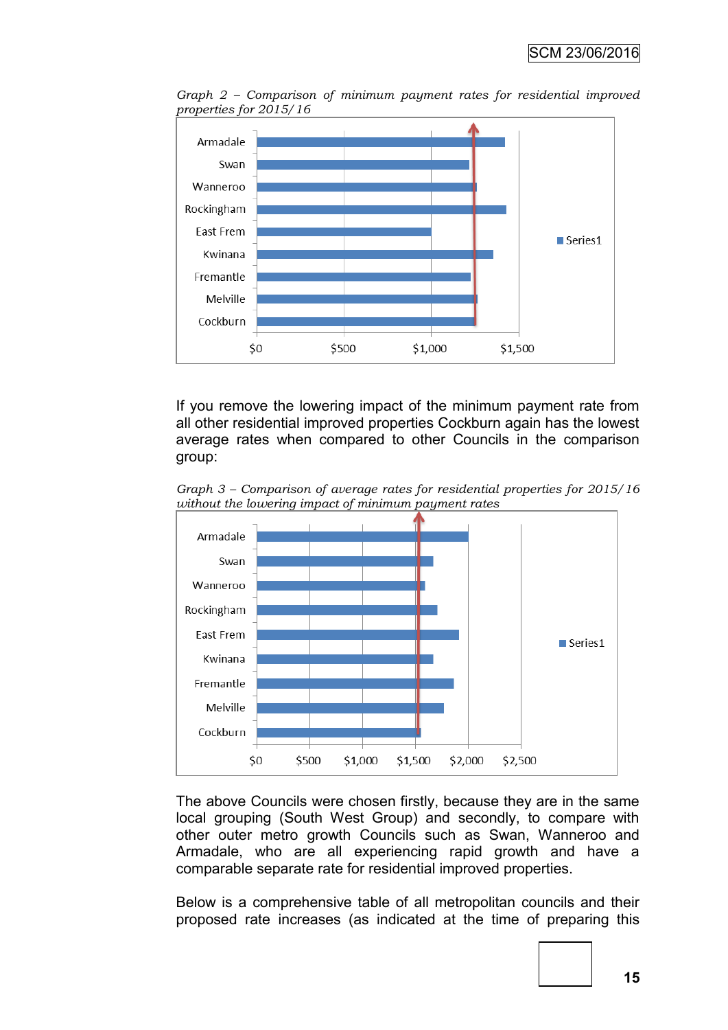*Graph 2 – Comparison of minimum payment rates for residential improved properties for 2015/16*

If you remove the lowering impact of the minimum payment rate from all other residential improved properties Cockburn again has the lowest average rates when compared to other Councils in the comparison group:

*Graph 3 – Comparison of average rates for residential properties for 2015/16 without the lowering impact of minimum payment rates*

The above Councils were chosen firstly, because they are in the same local grouping (South West Group) and secondly, to compare with other outer metro growth Councils such as Swan, Wanneroo and Armadale, who are all experiencing rapid growth and have a comparable separate rate for residential improved properties.

Below is a comprehensive table of all metropolitan councils and their proposed rate increases (as indicated at the time of preparing this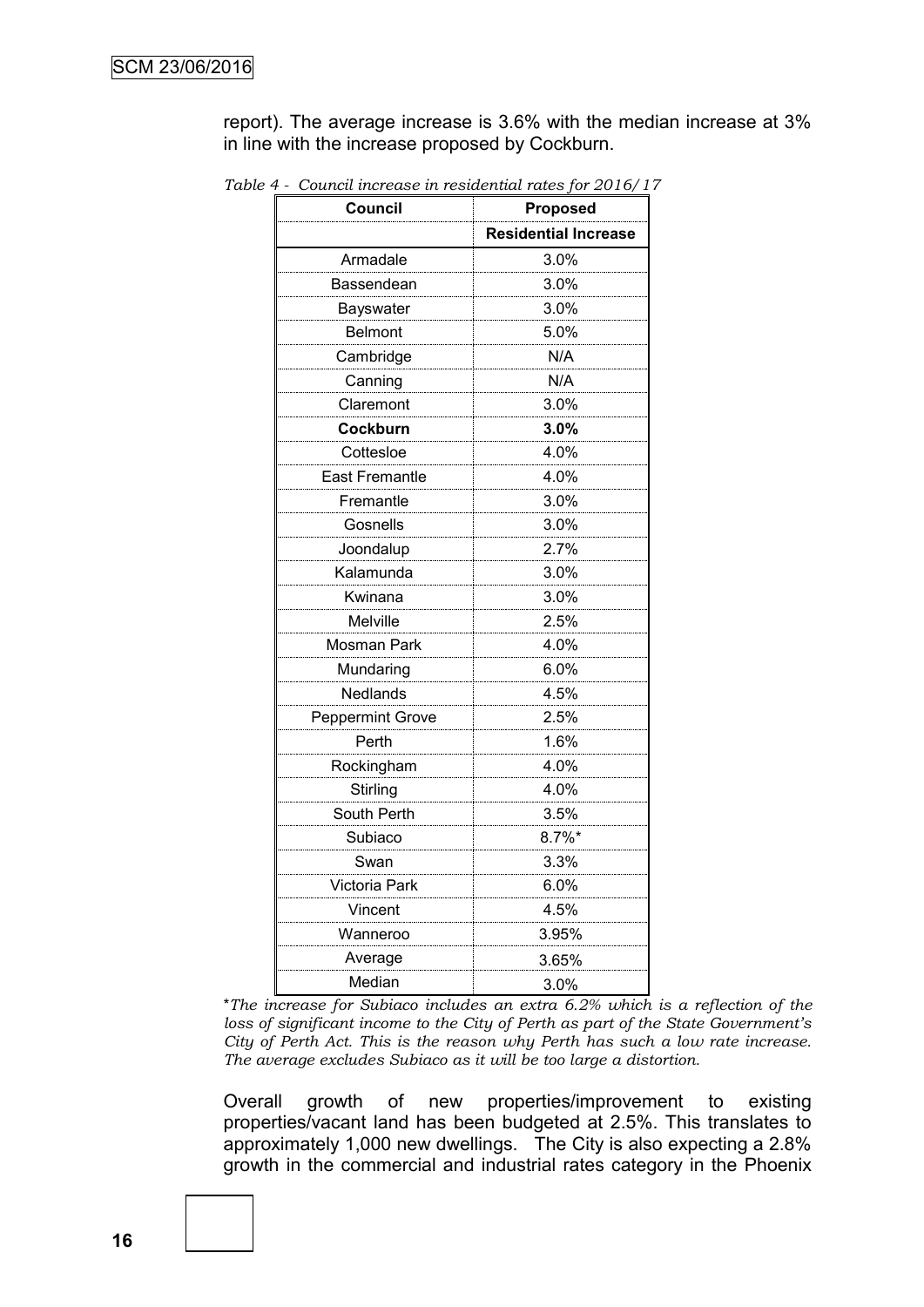report). The average increase is 3.6% with the median increase at 3% in line with the increase proposed by Cockburn.

*Table 4 - Council increase in residential rates for 2016/17*

| Council | Proposed Residential Increase |
|---|---|
| Armadale | 3.0% |
| Bassendean | 3.0% |
| Bayswater | 3.0% |
| Belmont | 5.0% |
| Cambridge | N/A |
| Canning | N/A |
| Claremont | 3.0% |
| **Cockburn** | **3.0%** |
| Cottesloe | 4.0% |
| East Fremantle | 4.0% |
| Fremantle | 3.0% |
| Gosnells | 3.0% |
| Joondalup | 2.7% |
| Kalamunda | 3.0% |
| Kwinana | 3.0% |
| Melville | 2.5% |
| Mosman Park | 4.0% |
| Mundaring | 6.0% |
| Nedlands | 4.5% |
| Peppermint Grove | 2.5% |
| Perth | 1.6% |
| Rockingham | 4.0% |
| Stirling | 4.0% |
| South Perth | 3.5% |
| Subiaco | 8.7%* |
| Swan | 3.3% |
| Victoria Park | 6.0% |
| Vincent | 4.5% |
| Wanneroo | 3.95% |
| Average | 3.65% |
| Median | 3.0% |

**The increase for Subiaco includes an extra 6.2% which is a reflection of the loss of significant income to the City of Perth as part of the State Government's City of Perth Act. This is the reason why Perth has such a low rate increase. The average excludes Subiaco as it will be too large a distortion.*

Overall growth of new properties/improvement to existing properties/vacant land has been budgeted at 2.5%. This translates to approximately 1,000 new dwellings. The City is also expecting a 2.8% growth in the commercial and industrial rates category in the Phoenix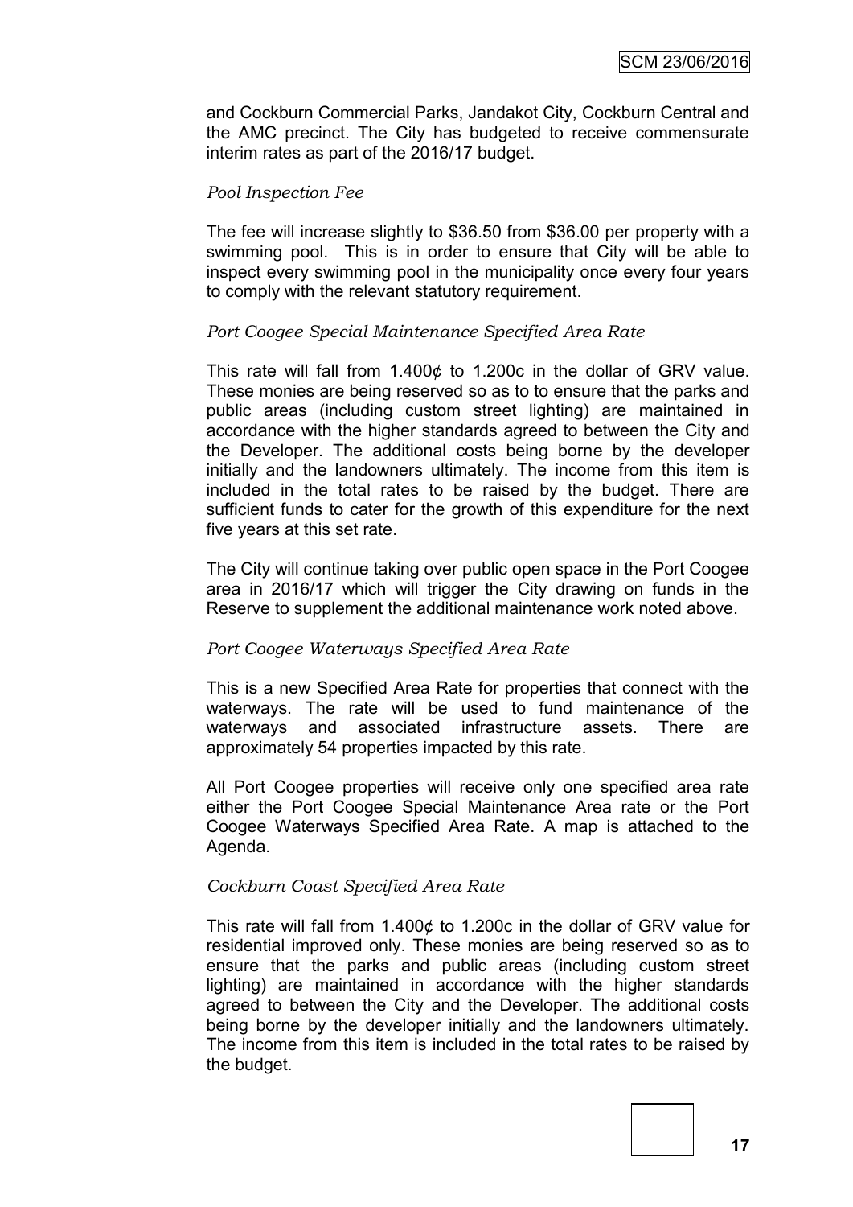and Cockburn Commercial Parks, Jandakot City, Cockburn Central and the AMC precinct. The City has budgeted to receive commensurate interim rates as part of the 2016/17 budget.

*Pool Inspection Fee*

The fee will increase slightly to $36.50 from $36.00 per property with a swimming pool. This is in order to ensure that City will be able to inspect every swimming pool in the municipality once every four years to comply with the relevant statutory requirement.

*Port Coogee Special Maintenance Specified Area Rate*

This rate will fall from 1.400¢ to 1.200c in the dollar of GRV value. These monies are being reserved so as to to ensure that the parks and public areas (including custom street lighting) are maintained in accordance with the higher standards agreed to between the City and the Developer. The additional costs being borne by the developer initially and the landowners ultimately. The income from this item is included in the total rates to be raised by the budget. There are sufficient funds to cater for the growth of this expenditure for the next five years at this set rate.

The City will continue taking over public open space in the Port Coogee area in 2016/17 which will trigger the City drawing on funds in the Reserve to supplement the additional maintenance work noted above.

*Port Coogee Waterways Specified Area Rate*

This is a new Specified Area Rate for properties that connect with the waterways. The rate will be used to fund maintenance of the waterways and associated infrastructure assets. There are approximately 54 properties impacted by this rate.

All Port Coogee properties will receive only one specified area rate either the Port Coogee Special Maintenance Area rate or the Port Coogee Waterways Specified Area Rate. A map is attached to the Agenda.

*Cockburn Coast Specified Area Rate*

This rate will fall from 1.400¢ to 1.200c in the dollar of GRV value for residential improved only. These monies are being reserved so as to ensure that the parks and public areas (including custom street lighting) are maintained in accordance with the higher standards agreed to between the City and the Developer. The additional costs being borne by the developer initially and the landowners ultimately. The income from this item is included in the total rates to be raised by the budget.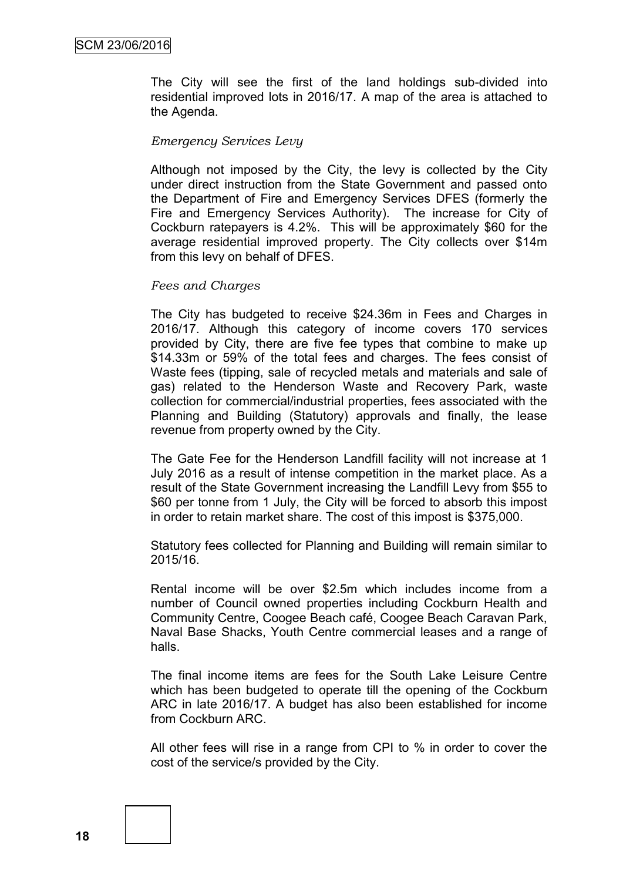The City will see the first of the land holdings sub-divided into residential improved lots in 2016/17. A map of the area is attached to the Agenda.

*Emergency Services Levy*

Although not imposed by the City, the levy is collected by the City under direct instruction from the State Government and passed onto the Department of Fire and Emergency Services DFES (formerly the Fire and Emergency Services Authority). The increase for City of Cockburn ratepayers is 4.2%. This will be approximately $60 for the average residential improved property. The City collects over $14m from this levy on behalf of DFES.

*Fees and Charges*

The City has budgeted to receive $24.36m in Fees and Charges in 2016/17. Although this category of income covers 170 services provided by City, there are five fee types that combine to make up $14.33m or 59% of the total fees and charges. The fees consist of Waste fees (tipping, sale of recycled metals and materials and sale of gas) related to the Henderson Waste and Recovery Park, waste collection for commercial/industrial properties, fees associated with the Planning and Building (Statutory) approvals and finally, the lease revenue from property owned by the City.

The Gate Fee for the Henderson Landfill facility will not increase at 1 July 2016 as a result of intense competition in the market place. As a result of the State Government increasing the Landfill Levy from $55 to $60 per tonne from 1 July, the City will be forced to absorb this impost in order to retain market share. The cost of this impost is $375,000.

Statutory fees collected for Planning and Building will remain similar to 2015/16.

Rental income will be over $2.5m which includes income from a number of Council owned properties including Cockburn Health and Community Centre, Coogee Beach café, Coogee Beach Caravan Park, Naval Base Shacks, Youth Centre commercial leases and a range of halls.

The final income items are fees for the South Lake Leisure Centre which has been budgeted to operate till the opening of the Cockburn ARC in late 2016/17. A budget has also been established for income from Cockburn ARC.

All other fees will rise in a range from CPI to % in order to cover the cost of the service/s provided by the City.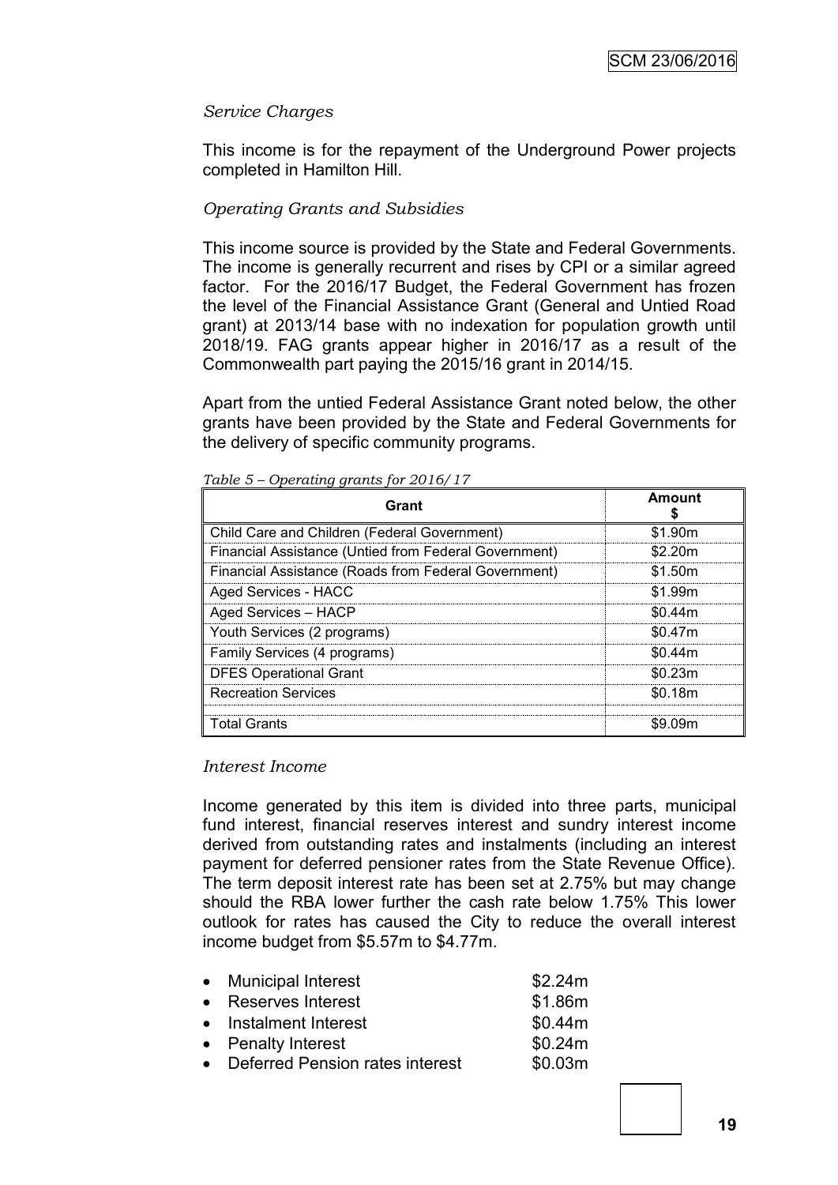*Service Charges*

This income is for the repayment of the Underground Power projects completed in Hamilton Hill.

*Operating Grants and Subsidies*

This income source is provided by the State and Federal Governments. The income is generally recurrent and rises by CPI or a similar agreed factor. For the 2016/17 Budget, the Federal Government has frozen the level of the Financial Assistance Grant (General and Untied Road grant) at 2013/14 base with no indexation for population growth until 2018/19. FAG grants appear higher in 2016/17 as a result of the Commonwealth part paying the 2015/16 grant in 2014/15.

Apart from the untied Federal Assistance Grant noted below, the other grants have been provided by the State and Federal Governments for the delivery of specific community programs.

*Table 5 – Operating grants for 2016/17*

| Grant | Amount $ |
|---|---|
| Child Care and Children (Federal Government) | $1.90m |
| Financial Assistance (Untied from Federal Government) | $2.20m |
| Financial Assistance (Roads from Federal Government) | $1.50m |
| Aged Services - HACC | $1.99m |
| Aged Services – HACP | $0.44m |
| Youth Services (2 programs) | $0.47m |
| Family Services (4 programs) | $0.44m |
| DFES Operational Grant | $0.23m |
| Recreation Services | $0.18m |
| | |
| Total Grants | $9.09m |

*Interest Income*

Income generated by this item is divided into three parts, municipal fund interest, financial reserves interest and sundry interest income derived from outstanding rates and instalments (including an interest payment for deferred pensioner rates from the State Revenue Office). The term deposit interest rate has been set at 2.75% but may change should the RBA lower further the cash rate below 1.75% This lower outlook for rates has caused the City to reduce the overall interest income budget from $5.57m to $4.77m.

- Municipal Interest $2.24m
- Reserves Interest $1.86m
- Instalment Interest $0.44m
- Penalty Interest $0.24m
- Deferred Pension rates interest $0.03m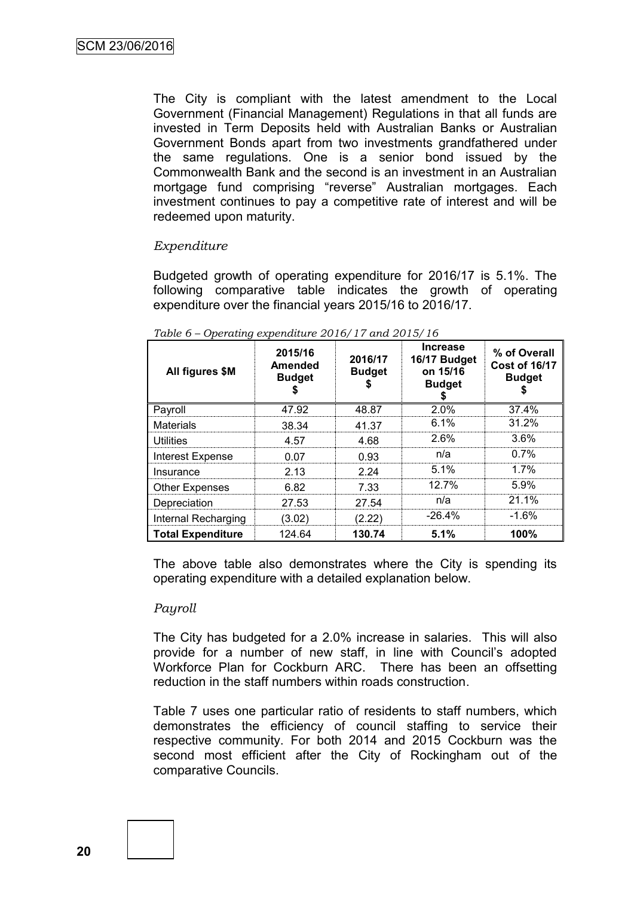The City is compliant with the latest amendment to the Local Government (Financial Management) Regulations in that all funds are invested in Term Deposits held with Australian Banks or Australian Government Bonds apart from two investments grandfathered under the same regulations. One is a senior bond issued by the Commonwealth Bank and the second is an investment in an Australian mortgage fund comprising "reverse" Australian mortgages. Each investment continues to pay a competitive rate of interest and will be redeemed upon maturity.

*Expenditure*

Budgeted growth of operating expenditure for 2016/17 is 5.1%. The following comparative table indicates the growth of operating expenditure over the financial years 2015/16 to 2016/17.

*Table 6 – Operating expenditure 2016/17 and 2015/16*

| All figures $M | 2015/16 Amended Budget $ | 2016/17 Budget $ | Increase 16/17 Budget on 15/16 Budget $ | % of Overall Cost of 16/17 Budget $ |
|---|---|---|---|---|
| Payroll | 47.92 | 48.87 | 2.0% | 37.4% |
| Materials | 38.34 | 41.37 | 6.1% | 31.2% |
| Utilities | 4.57 | 4.68 | 2.6% | 3.6% |
| Interest Expense | 0.07 | 0.93 | n/a | 0.7% |
| Insurance | 2.13 | 2.24 | 5.1% | 1.7% |
| Other Expenses | 6.82 | 7.33 | 12.7% | 5.9% |
| Depreciation | 27.53 | 27.54 | n/a | 21.1% |
| Internal Recharging | (3.02) | (2.22) | -26.4% | -1.6% |
| **Total Expenditure** | 124.64 | **130.74** | **5.1%** | **100%** |

The above table also demonstrates where the City is spending its operating expenditure with a detailed explanation below.

*Payroll*

The City has budgeted for a 2.0% increase in salaries. This will also provide for a number of new staff, in line with Council's adopted Workforce Plan for Cockburn ARC. There has been an offsetting reduction in the staff numbers within roads construction.

Table 7 uses one particular ratio of residents to staff numbers, which demonstrates the efficiency of council staffing to service their respective community. For both 2014 and 2015 Cockburn was the second most efficient after the City of Rockingham out of the comparative Councils.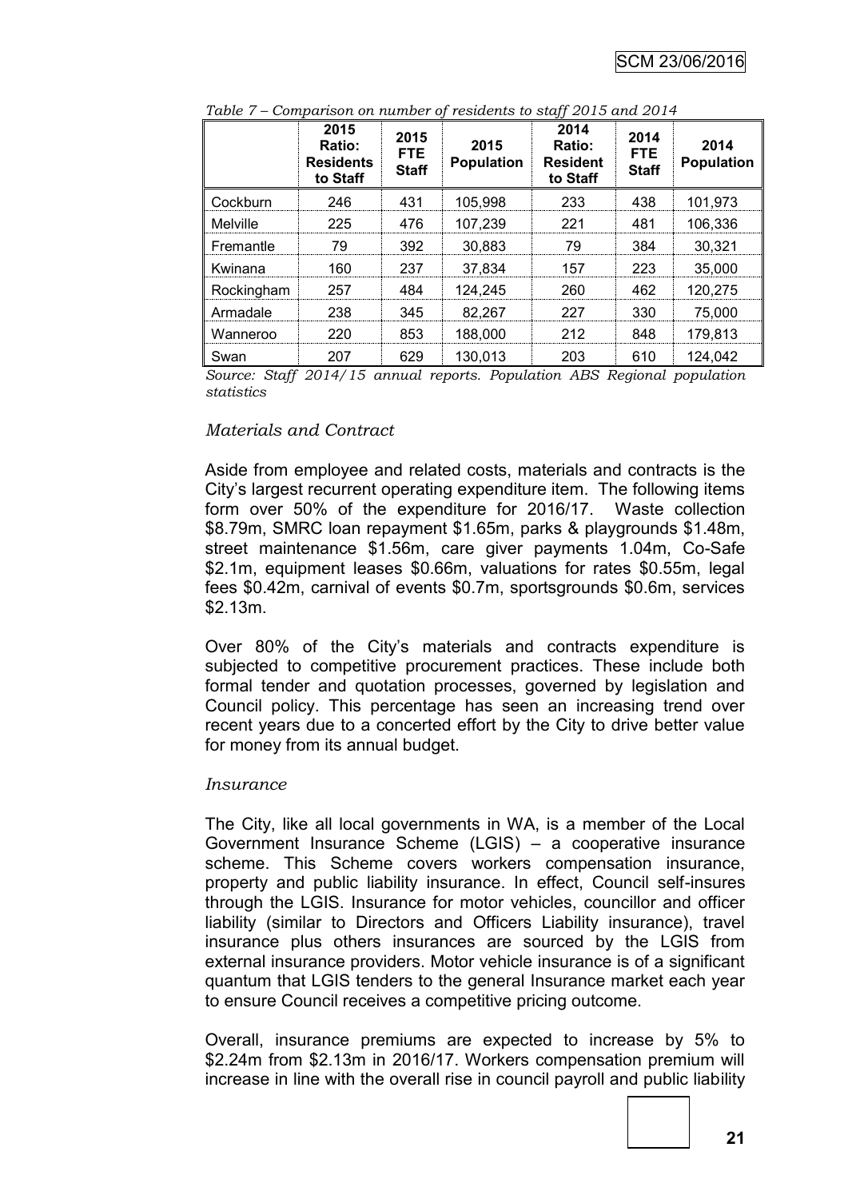*Table 7 – Comparison on number of residents to staff 2015 and 2014*

| | 2015 Ratio: Residents to Staff | 2015 FTE Staff | 2015 Population | 2014 Ratio: Resident to Staff | 2014 FTE Staff | 2014 Population |
|---|---|---|---|---|---|---|
| Cockburn | 246 | 431 | 105,998 | 233 | 438 | 101,973 |
| Melville | 225 | 476 | 107,239 | 221 | 481 | 106,336 |
| Fremantle | 79 | 392 | 30,883 | 79 | 384 | 30,321 |
| Kwinana | 160 | 237 | 37,834 | 157 | 223 | 35,000 |
| Rockingham | 257 | 484 | 124,245 | 260 | 462 | 120,275 |
| Armadale | 238 | 345 | 82,267 | 227 | 330 | 75,000 |
| Wanneroo | 220 | 853 | 188,000 | 212 | 848 | 179,813 |
| Swan | 207 | 629 | 130,013 | 203 | 610 | 124,042 |

*Source: Staff 2014/15 annual reports. Population ABS Regional population statistics*

*Materials and Contract*

Aside from employee and related costs, materials and contracts is the City's largest recurrent operating expenditure item. The following items form over 50% of the expenditure for 2016/17. Waste collection \$8.79m, SMRC loan repayment \$1.65m, parks & playgrounds \$1.48m, street maintenance \$1.56m, care giver payments 1.04m, Co-Safe \$2.1m, equipment leases \$0.66m, valuations for rates \$0.55m, legal fees \$0.42m, carnival of events \$0.7m, sportsgrounds \$0.6m, services \$2.13m.

Over 80% of the City's materials and contracts expenditure is subjected to competitive procurement practices. These include both formal tender and quotation processes, governed by legislation and Council policy. This percentage has seen an increasing trend over recent years due to a concerted effort by the City to drive better value for money from its annual budget.

*Insurance*

The City, like all local governments in WA, is a member of the Local Government Insurance Scheme (LGIS) – a cooperative insurance scheme. This Scheme covers workers compensation insurance, property and public liability insurance. In effect, Council self-insures through the LGIS. Insurance for motor vehicles, councillor and officer liability (similar to Directors and Officers Liability insurance), travel insurance plus others insurances are sourced by the LGIS from external insurance providers. Motor vehicle insurance is of a significant quantum that LGIS tenders to the general Insurance market each year to ensure Council receives a competitive pricing outcome.

Overall, insurance premiums are expected to increase by 5% to \$2.24m from \$2.13m in 2016/17. Workers compensation premium will increase in line with the overall rise in council payroll and public liability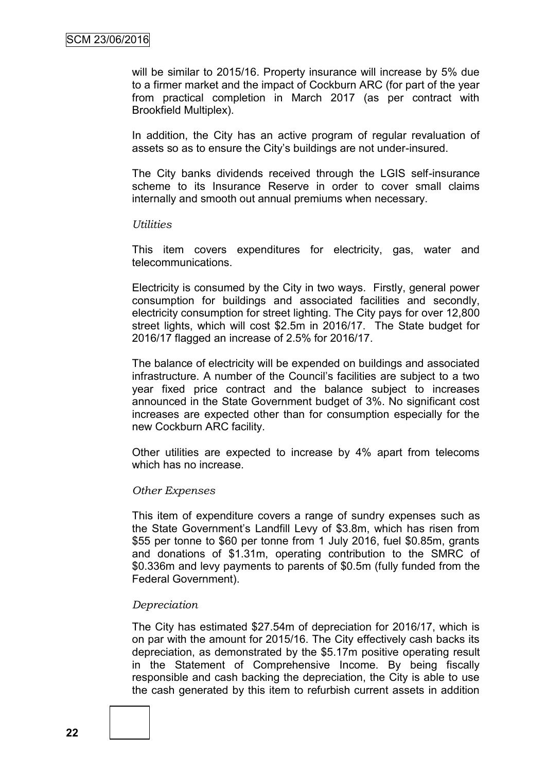will be similar to 2015/16. Property insurance will increase by 5% due to a firmer market and the impact of Cockburn ARC (for part of the year from practical completion in March 2017 (as per contract with Brookfield Multiplex).

In addition, the City has an active program of regular revaluation of assets so as to ensure the City's buildings are not under-insured.

The City banks dividends received through the LGIS self-insurance scheme to its Insurance Reserve in order to cover small claims internally and smooth out annual premiums when necessary.

*Utilities*

This item covers expenditures for electricity, gas, water and telecommunications.

Electricity is consumed by the City in two ways. Firstly, general power consumption for buildings and associated facilities and secondly, electricity consumption for street lighting. The City pays for over 12,800 street lights, which will cost $2.5m in 2016/17. The State budget for 2016/17 flagged an increase of 2.5% for 2016/17.

The balance of electricity will be expended on buildings and associated infrastructure. A number of the Council's facilities are subject to a two year fixed price contract and the balance subject to increases announced in the State Government budget of 3%. No significant cost increases are expected other than for consumption especially for the new Cockburn ARC facility.

Other utilities are expected to increase by 4% apart from telecoms which has no increase.

*Other Expenses*

This item of expenditure covers a range of sundry expenses such as the State Government's Landfill Levy of $3.8m, which has risen from $55 per tonne to $60 per tonne from 1 July 2016, fuel $0.85m, grants and donations of $1.31m, operating contribution to the SMRC of $0.336m and levy payments to parents of $0.5m (fully funded from the Federal Government).

*Depreciation*

The City has estimated $27.54m of depreciation for 2016/17, which is on par with the amount for 2015/16. The City effectively cash backs its depreciation, as demonstrated by the $5.17m positive operating result in the Statement of Comprehensive Income. By being fiscally responsible and cash backing the depreciation, the City is able to use the cash generated by this item to refurbish current assets in addition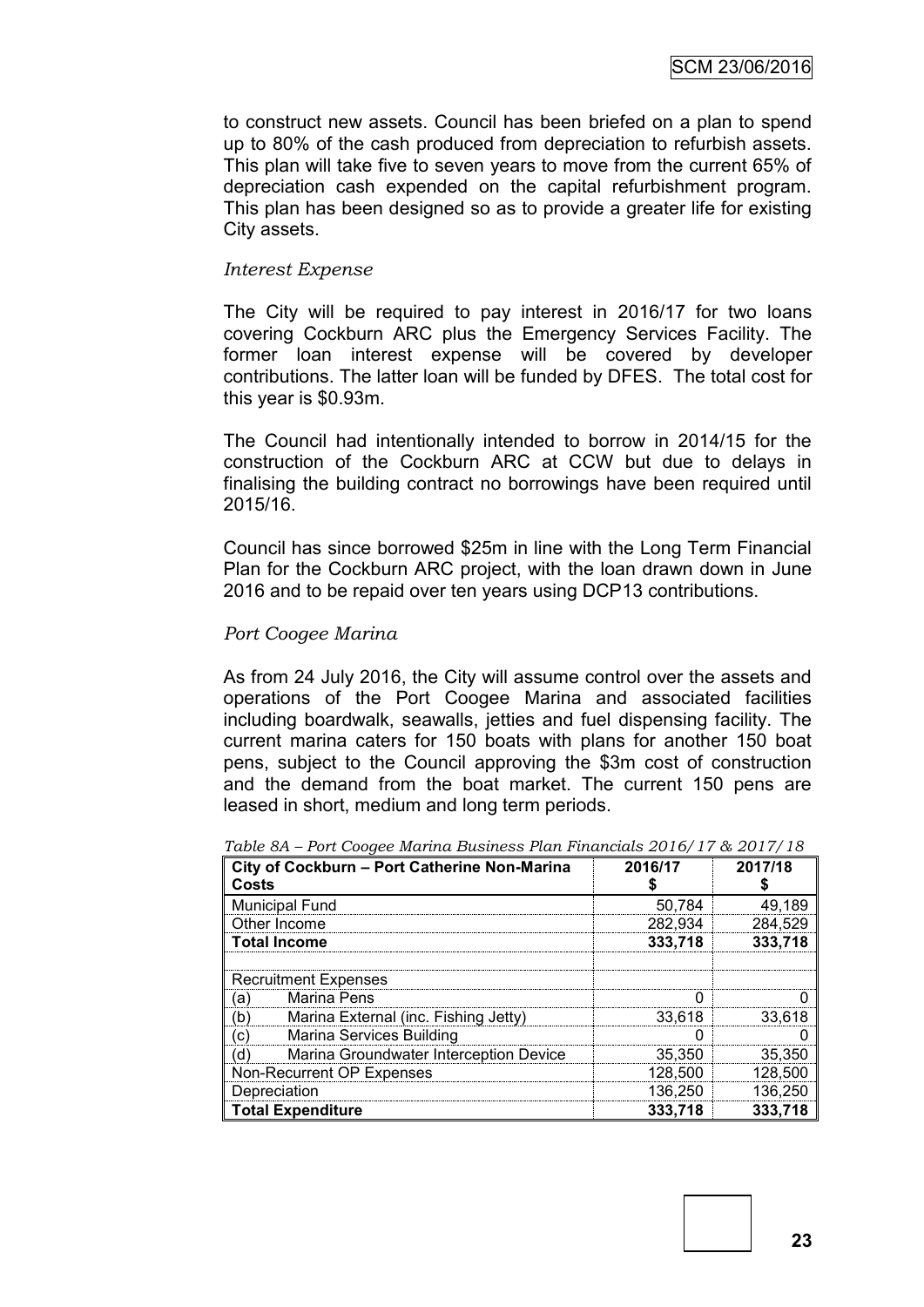to construct new assets. Council has been briefed on a plan to spend up to 80% of the cash produced from depreciation to refurbish assets. This plan will take five to seven years to move from the current 65% of depreciation cash expended on the capital refurbishment program. This plan has been designed so as to provide a greater life for existing City assets.

*Interest Expense*

The City will be required to pay interest in 2016/17 for two loans covering Cockburn ARC plus the Emergency Services Facility. The former loan interest expense will be covered by developer contributions. The latter loan will be funded by DFES. The total cost for this year is $0.93m.

The Council had intentionally intended to borrow in 2014/15 for the construction of the Cockburn ARC at CCW but due to delays in finalising the building contract no borrowings have been required until 2015/16.

Council has since borrowed $25m in line with the Long Term Financial Plan for the Cockburn ARC project, with the loan drawn down in June 2016 and to be repaid over ten years using DCP13 contributions.

*Port Coogee Marina*

As from 24 July 2016, the City will assume control over the assets and operations of the Port Coogee Marina and associated facilities including boardwalk, seawalls, jetties and fuel dispensing facility. The current marina caters for 150 boats with plans for another 150 boat pens, subject to the Council approving the $3m cost of construction and the demand from the boat market. The current 150 pens are leased in short, medium and long term periods.

*Table 8A – Port Coogee Marina Business Plan Financials 2016/17 & 2017/18*

| **City of Cockburn – Port Catherine Non-Marina Costs** | **2016/17 $** | **2017/18 $** |
|---|---|---|
| Municipal Fund | 50,784 | 49,189 |
| Other Income | 282,934 | 284,529 |
| **Total Income** | **333,718** | **333,718** |
| | | |
| Recruitment Expenses | | |
| (a) Marina Pens | 0 | 0 |
| (b) Marina External (inc. Fishing Jetty) | 33,618 | 33,618 |
| (c) Marina Services Building | 0 | 0 |
| (d) Marina Groundwater Interception Device | 35,350 | 35,350 |
| Non-Recurrent OP Expenses | 128,500 | 128,500 |
| Depreciation | 136,250 | 136,250 |
| **Total Expenditure** | **333,718** | **333,718** |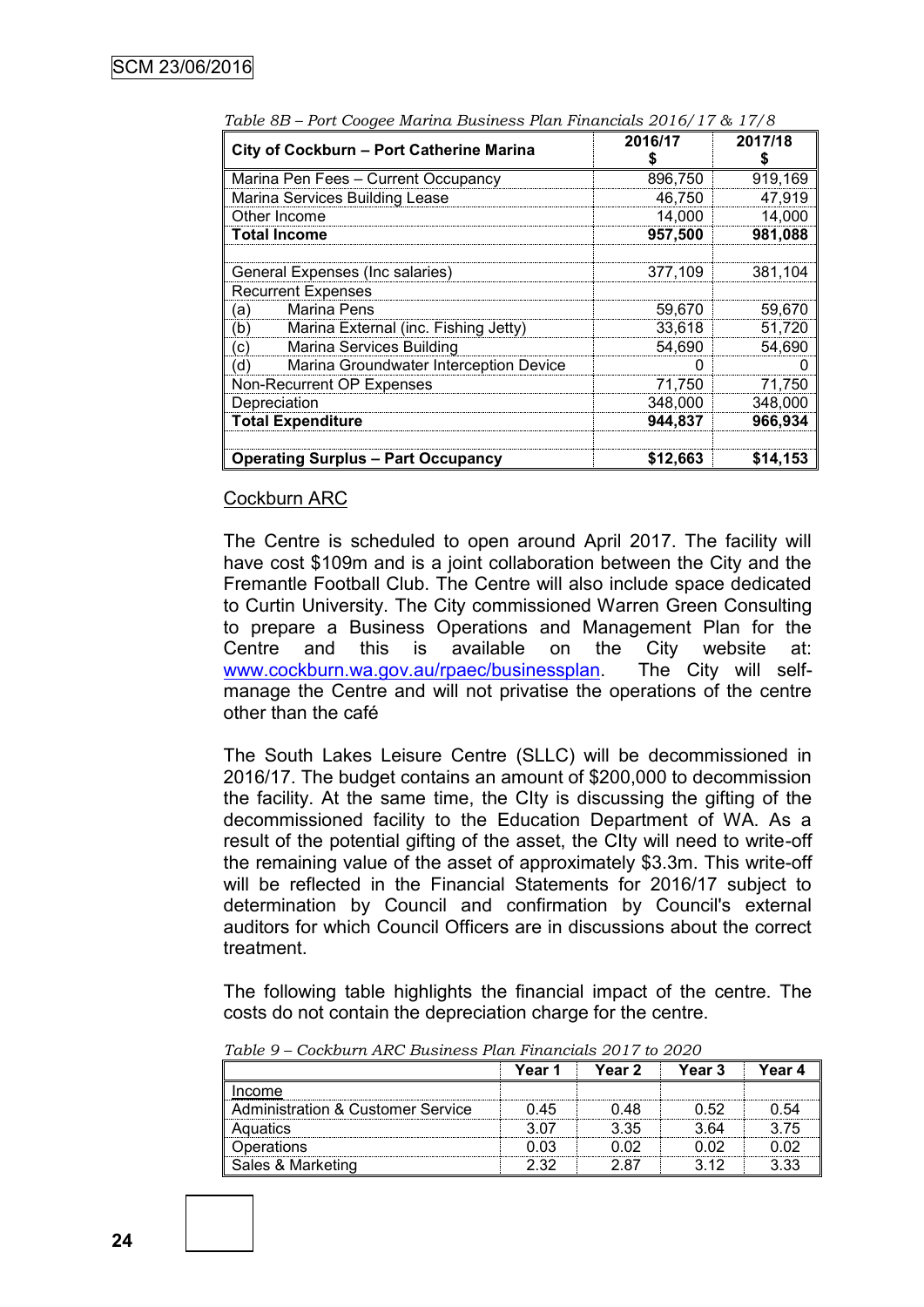*Table 8B – Port Coogee Marina Business Plan Financials 2016/17 & 17/8*

| City of Cockburn – Port Catherine Marina | 2016/17 $ | 2017/18 $ |
|---|---|---|
| Marina Pen Fees – Current Occupancy | 896,750 | 919,169 |
| Marina Services Building Lease | 46,750 | 47,919 |
| Other Income | 14,000 | 14,000 |
| **Total Income** | **957,500** | **981,088** |
| | | |
| General Expenses (Inc salaries) | 377,109 | 381,104 |
| Recurrent Expenses | | |
| (a) Marina Pens | 59,670 | 59,670 |
| (b) Marina External (inc. Fishing Jetty) | 33,618 | 51,720 |
| (c) Marina Services Building | 54,690 | 54,690 |
| (d) Marina Groundwater Interception Device | 0 | 0 |
| Non-Recurrent OP Expenses | 71,750 | 71,750 |
| Depreciation | 348,000 | 348,000 |
| **Total Expenditure** | **944,837** | **966,934** |
| | | |
| **Operating Surplus – Part Occupancy** | **$12,663** | **$14,153** |

Cockburn ARC

The Centre is scheduled to open around April 2017. The facility will have cost $109m and is a joint collaboration between the City and the Fremantle Football Club. The Centre will also include space dedicated to Curtin University. The City commissioned Warren Green Consulting to prepare a Business Operations and Management Plan for the Centre and this is available on the City website at: www.cockburn.wa.gov.au/rpaec/businessplan. The City will self-manage the Centre and will not privatise the operations of the centre other than the café

The South Lakes Leisure Centre (SLLC) will be decommissioned in 2016/17. The budget contains an amount of $200,000 to decommission the facility. At the same time, the CIty is discussing the gifting of the decommissioned facility to the Education Department of WA. As a result of the potential gifting of the asset, the CIty will need to write-off the remaining value of the asset of approximately $3.3m. This write-off will be reflected in the Financial Statements for 2016/17 subject to determination by Council and confirmation by Council's external auditors for which Council Officers are in discussions about the correct treatment.

The following table highlights the financial impact of the centre. The costs do not contain the depreciation charge for the centre.

*Table 9 – Cockburn ARC Business Plan Financials 2017 to 2020*

| | Year 1 | Year 2 | Year 3 | Year 4 |
|---|---|---|---|---|
| Income | | | | |
| Administration & Customer Service | 0.45 | 0.48 | 0.52 | 0.54 |
| Aquatics | 3.07 | 3.35 | 3.64 | 3.75 |
| Operations | 0.03 | 0.02 | 0.02 | 0.02 |
| Sales & Marketing | 2.32 | 2.87 | 3.12 | 3.33 |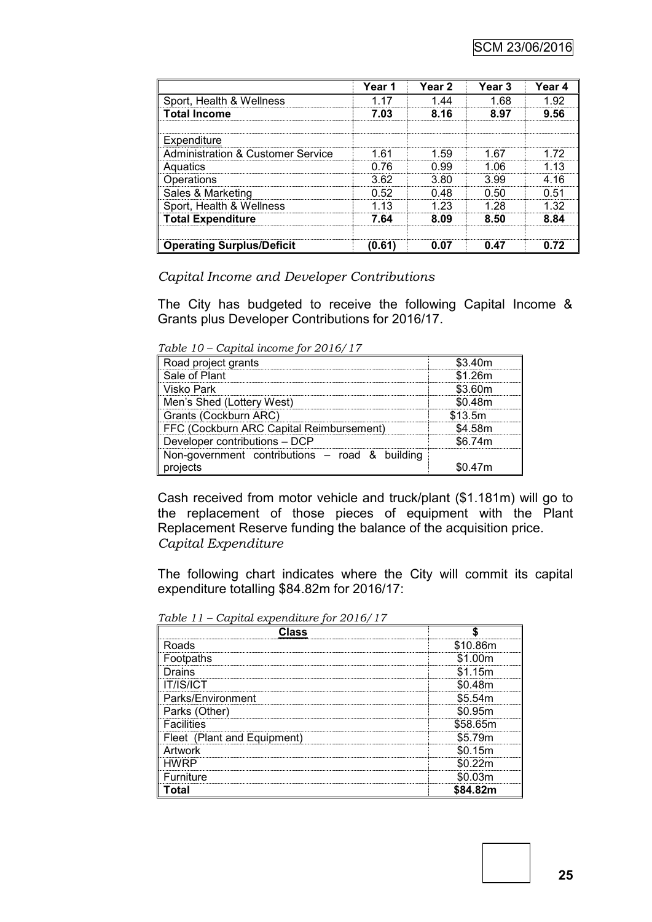| | Year 1 | Year 2 | Year 3 | Year 4 |
|---|---|---|---|---|
| Sport, Health & Wellness | 1.17 | 1.44 | 1.68 | 1.92 |
| **Total Income** | **7.03** | **8.16** | **8.97** | **9.56** |
| | | | | |
| Expenditure | | | | |
| Administration & Customer Service | 1.61 | 1.59 | 1.67 | 1.72 |
| Aquatics | 0.76 | 0.99 | 1.06 | 1.13 |
| Operations | 3.62 | 3.80 | 3.99 | 4.16 |
| Sales & Marketing | 0.52 | 0.48 | 0.50 | 0.51 |
| Sport, Health & Wellness | 1.13 | 1.23 | 1.28 | 1.32 |
| **Total Expenditure** | **7.64** | **8.09** | **8.50** | **8.84** |
| | | | | |
| **Operating Surplus/Deficit** | **(0.61)** | **0.07** | **0.47** | **0.72** |

*Capital Income and Developer Contributions*

The City has budgeted to receive the following Capital Income & Grants plus Developer Contributions for 2016/17.

*Table 10 – Capital income for 2016/17*

| | |
|---|---|
| Road project grants | \$3.40m |
| Sale of Plant | \$1.26m |
| Visko Park | \$3.60m |
| Men's Shed (Lottery West) | \$0.48m |
| Grants (Cockburn ARC) | \$13.5m |
| FFC (Cockburn ARC Capital Reimbursement) | \$4.58m |
| Developer contributions – DCP | \$6.74m |
| Non-government contributions – road & building projects | \$0.47m |

Cash received from motor vehicle and truck/plant (\$1.181m) will go to the replacement of those pieces of equipment with the Plant Replacement Reserve funding the balance of the acquisition price.

*Capital Expenditure*

The following chart indicates where the City will commit its capital expenditure totalling \$84.82m for 2016/17:

*Table 11 – Capital expenditure for 2016/17*

| Class | \$ |
|---|---|
| Roads | \$10.86m |
| Footpaths | \$1.00m |
| Drains | \$1.15m |
| IT/IS/ICT | \$0.48m |
| Parks/Environment | \$5.54m |
| Parks (Other) | \$0.95m |
| Facilities | \$58.65m |
| Fleet (Plant and Equipment) | \$5.79m |
| Artwork | \$0.15m |
| HWRP | \$0.22m |
| Furniture | \$0.03m |
| **Total** | **\$84.82m** |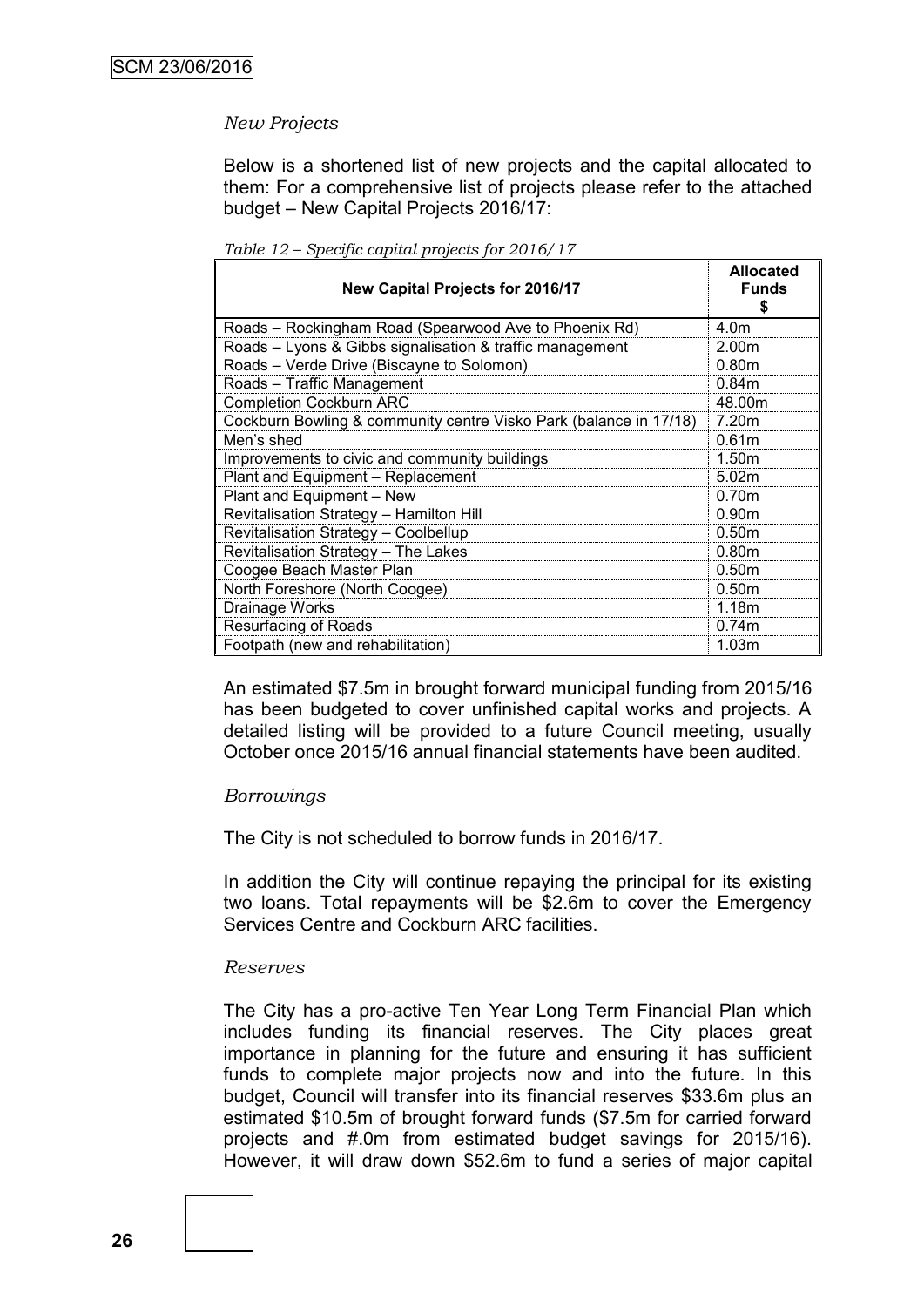*New Projects*

Below is a shortened list of new projects and the capital allocated to them: For a comprehensive list of projects please refer to the attached budget – New Capital Projects 2016/17:

*Table 12 – Specific capital projects for 2016/17*

| New Capital Projects for 2016/17 | Allocated Funds $ |
|---|---|
| Roads – Rockingham Road (Spearwood Ave to Phoenix Rd) | 4.0m |
| Roads – Lyons & Gibbs signalisation & traffic management | 2.00m |
| Roads – Verde Drive (Biscayne to Solomon) | 0.80m |
| Roads – Traffic Management | 0.84m |
| Completion Cockburn ARC | 48.00m |
| Cockburn Bowling & community centre Visko Park (balance in 17/18) | 7.20m |
| Men's shed | 0.61m |
| Improvements to civic and community buildings | 1.50m |
| Plant and Equipment – Replacement | 5.02m |
| Plant and Equipment – New | 0.70m |
| Revitalisation Strategy – Hamilton Hill | 0.90m |
| Revitalisation Strategy – Coolbellup | 0.50m |
| Revitalisation Strategy – The Lakes | 0.80m |
| Coogee Beach Master Plan | 0.50m |
| North Foreshore (North Coogee) | 0.50m |
| Drainage Works | 1.18m |
| Resurfacing of Roads | 0.74m |
| Footpath (new and rehabilitation) | 1.03m |

An estimated $7.5m in brought forward municipal funding from 2015/16 has been budgeted to cover unfinished capital works and projects. A detailed listing will be provided to a future Council meeting, usually October once 2015/16 annual financial statements have been audited.

*Borrowings*

The City is not scheduled to borrow funds in 2016/17.

In addition the City will continue repaying the principal for its existing two loans. Total repayments will be $2.6m to cover the Emergency Services Centre and Cockburn ARC facilities.

*Reserves*

The City has a pro-active Ten Year Long Term Financial Plan which includes funding its financial reserves. The City places great importance in planning for the future and ensuring it has sufficient funds to complete major projects now and into the future. In this budget, Council will transfer into its financial reserves $33.6m plus an estimated $10.5m of brought forward funds ($7.5m for carried forward projects and #.0m from estimated budget savings for 2015/16). However, it will draw down $52.6m to fund a series of major capital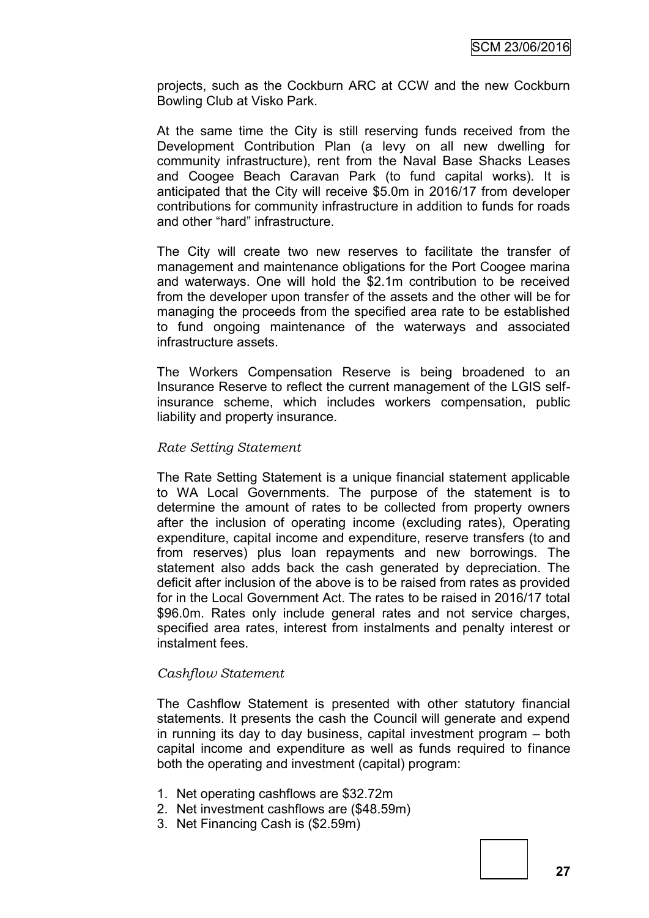projects, such as the Cockburn ARC at CCW and the new Cockburn Bowling Club at Visko Park.

At the same time the City is still reserving funds received from the Development Contribution Plan (a levy on all new dwelling for community infrastructure), rent from the Naval Base Shacks Leases and Coogee Beach Caravan Park (to fund capital works). It is anticipated that the City will receive $5.0m in 2016/17 from developer contributions for community infrastructure in addition to funds for roads and other "hard" infrastructure.

The City will create two new reserves to facilitate the transfer of management and maintenance obligations for the Port Coogee marina and waterways. One will hold the $2.1m contribution to be received from the developer upon transfer of the assets and the other will be for managing the proceeds from the specified area rate to be established to fund ongoing maintenance of the waterways and associated infrastructure assets.

The Workers Compensation Reserve is being broadened to an Insurance Reserve to reflect the current management of the LGIS self-insurance scheme, which includes workers compensation, public liability and property insurance.

*Rate Setting Statement*

The Rate Setting Statement is a unique financial statement applicable to WA Local Governments. The purpose of the statement is to determine the amount of rates to be collected from property owners after the inclusion of operating income (excluding rates), Operating expenditure, capital income and expenditure, reserve transfers (to and from reserves) plus loan repayments and new borrowings. The statement also adds back the cash generated by depreciation. The deficit after inclusion of the above is to be raised from rates as provided for in the Local Government Act. The rates to be raised in 2016/17 total $96.0m. Rates only include general rates and not service charges, specified area rates, interest from instalments and penalty interest or instalment fees.

*Cashflow Statement*

The Cashflow Statement is presented with other statutory financial statements. It presents the cash the Council will generate and expend in running its day to day business, capital investment program – both capital income and expenditure as well as funds required to finance both the operating and investment (capital) program:

1. Net operating cashflows are $32.72m
2. Net investment cashflows are ($48.59m)
3. Net Financing Cash is ($2.59m)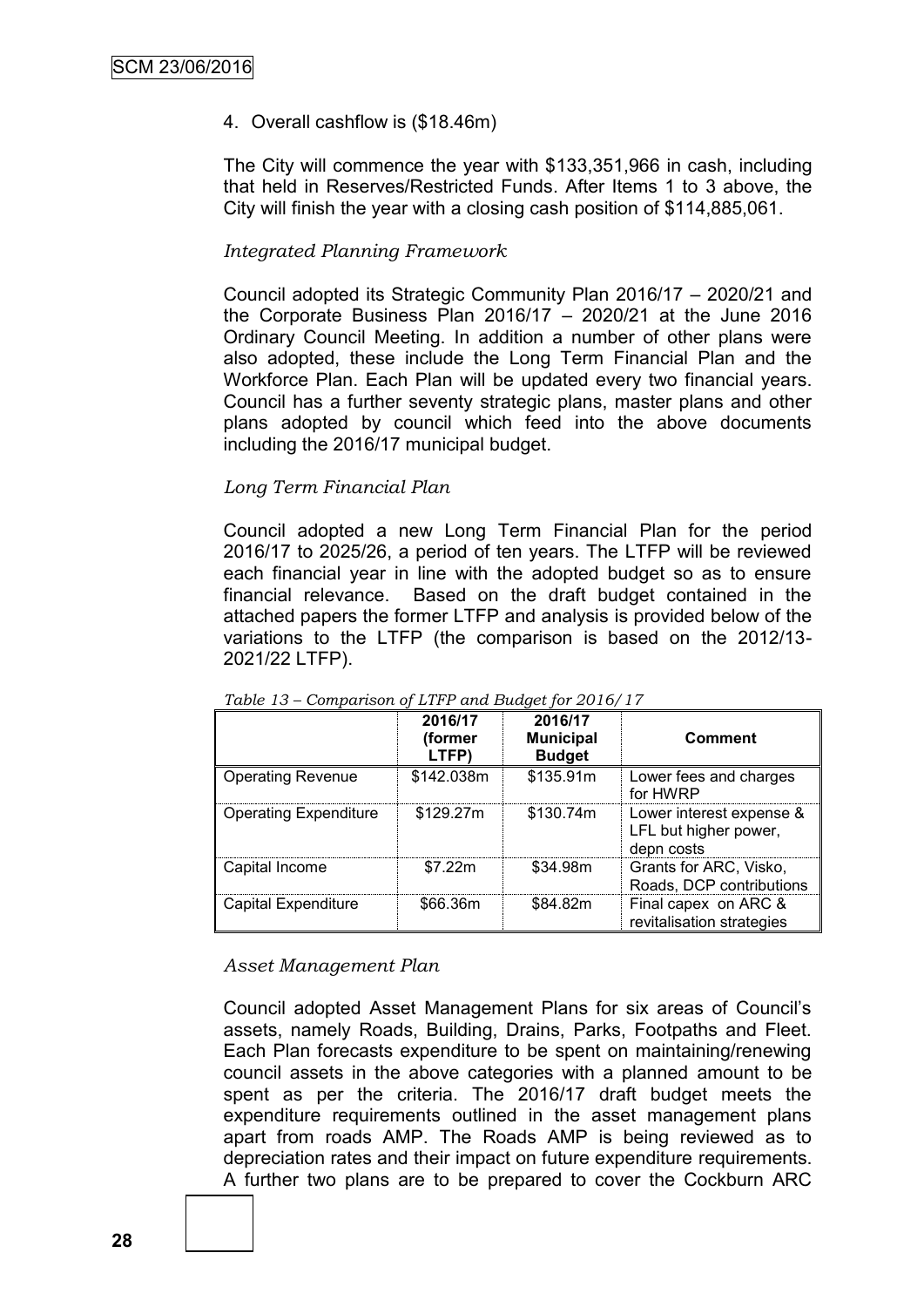4. Overall cashflow is (\$18.46m)

The City will commence the year with \$133,351,966 in cash, including that held in Reserves/Restricted Funds. After Items 1 to 3 above, the City will finish the year with a closing cash position of \$114,885,061.

*Integrated Planning Framework*

Council adopted its Strategic Community Plan 2016/17 – 2020/21 and the Corporate Business Plan 2016/17 – 2020/21 at the June 2016 Ordinary Council Meeting. In addition a number of other plans were also adopted, these include the Long Term Financial Plan and the Workforce Plan. Each Plan will be updated every two financial years. Council has a further seventy strategic plans, master plans and other plans adopted by council which feed into the above documents including the 2016/17 municipal budget.

*Long Term Financial Plan*

Council adopted a new Long Term Financial Plan for the period 2016/17 to 2025/26, a period of ten years. The LTFP will be reviewed each financial year in line with the adopted budget so as to ensure financial relevance. Based on the draft budget contained in the attached papers the former LTFP and analysis is provided below of the variations to the LTFP (the comparison is based on the 2012/13-2021/22 LTFP).

*Table 13 – Comparison of LTFP and Budget for 2016/17*

| | 2016/17 (former LTFP) | 2016/17 Municipal Budget | Comment |
|---|---|---|---|
| Operating Revenue | \$142.038m | \$135.91m | Lower fees and charges for HWRP |
| Operating Expenditure | \$129.27m | \$130.74m | Lower interest expense & LFL but higher power, depn costs |
| Capital Income | \$7.22m | \$34.98m | Grants for ARC, Visko, Roads, DCP contributions |
| Capital Expenditure | \$66.36m | \$84.82m | Final capex on ARC & revitalisation strategies |

*Asset Management Plan*

Council adopted Asset Management Plans for six areas of Council's assets, namely Roads, Building, Drains, Parks, Footpaths and Fleet. Each Plan forecasts expenditure to be spent on maintaining/renewing council assets in the above categories with a planned amount to be spent as per the criteria. The 2016/17 draft budget meets the expenditure requirements outlined in the asset management plans apart from roads AMP. The Roads AMP is being reviewed as to depreciation rates and their impact on future expenditure requirements. A further two plans are to be prepared to cover the Cockburn ARC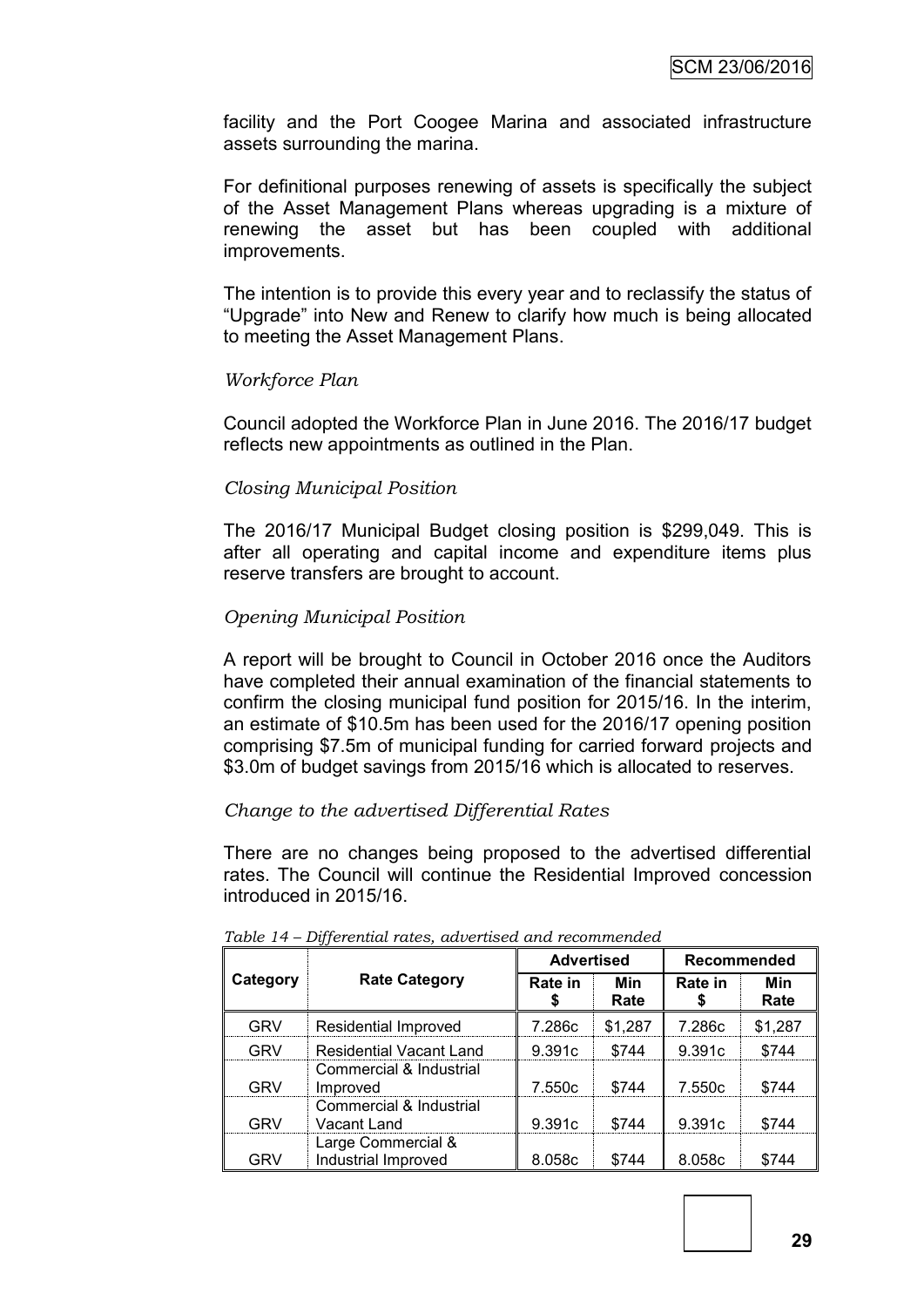facility and the Port Coogee Marina and associated infrastructure assets surrounding the marina.

For definitional purposes renewing of assets is specifically the subject of the Asset Management Plans whereas upgrading is a mixture of renewing the asset but has been coupled with additional improvements.

The intention is to provide this every year and to reclassify the status of "Upgrade" into New and Renew to clarify how much is being allocated to meeting the Asset Management Plans.

*Workforce Plan*

Council adopted the Workforce Plan in June 2016. The 2016/17 budget reflects new appointments as outlined in the Plan.

*Closing Municipal Position*

The 2016/17 Municipal Budget closing position is $299,049. This is after all operating and capital income and expenditure items plus reserve transfers are brought to account.

*Opening Municipal Position*

A report will be brought to Council in October 2016 once the Auditors have completed their annual examination of the financial statements to confirm the closing municipal fund position for 2015/16. In the interim, an estimate of $10.5m has been used for the 2016/17 opening position comprising $7.5m of municipal funding for carried forward projects and $3.0m of budget savings from 2015/16 which is allocated to reserves.

*Change to the advertised Differential Rates*

There are no changes being proposed to the advertised differential rates. The Council will continue the Residential Improved concession introduced in 2015/16.

*Table 14 – Differential rates, advertised and recommended*

| Category | Rate Category | Advertised | | Recommended | |
|---|---|---|---|---|---|
| | | Rate in $ | Min Rate | Rate in $ | Min Rate |
| GRV | Residential Improved | 7.286c | $1,287 | 7.286c | $1,287 |
| GRV | Residential Vacant Land | 9.391c | $744 | 9.391c | $744 |
| GRV | Commercial & Industrial Improved | 7.550c | $744 | 7.550c | $744 |
| GRV | Commercial & Industrial Vacant Land | 9.391c | $744 | 9.391c | $744 |
| GRV | Large Commercial & Industrial Improved | 8.058c | $744 | 8.058c | $744 |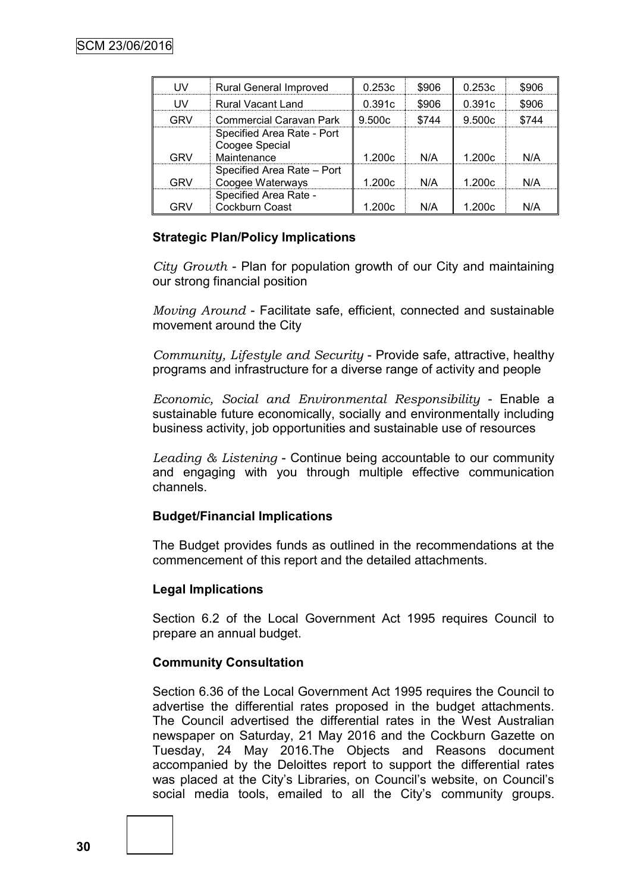| UV | Rural General Improved | 0.253c | $906 | 0.253c | $906 |
|---|---|---|---|---|---|
| UV | Rural Vacant Land | 0.391c | $906 | 0.391c | $906 |
| GRV | Commercial Caravan Park | 9.500c | $744 | 9.500c | $744 |
| GRV | Specified Area Rate - Port Coogee Special Maintenance | 1.200c | N/A | 1.200c | N/A |
| GRV | Specified Area Rate – Port Coogee Waterways | 1.200c | N/A | 1.200c | N/A |
| GRV | Specified Area Rate - Cockburn Coast | 1.200c | N/A | 1.200c | N/A |

**Strategic Plan/Policy Implications**

*City Growth* - Plan for population growth of our City and maintaining our strong financial position

*Moving Around* - Facilitate safe, efficient, connected and sustainable movement around the City

*Community, Lifestyle and Security* - Provide safe, attractive, healthy programs and infrastructure for a diverse range of activity and people

*Economic, Social and Environmental Responsibility* - Enable a sustainable future economically, socially and environmentally including business activity, job opportunities and sustainable use of resources

*Leading & Listening* - Continue being accountable to our community and engaging with you through multiple effective communication channels.

**Budget/Financial Implications**

The Budget provides funds as outlined in the recommendations at the commencement of this report and the detailed attachments.

**Legal Implications**

Section 6.2 of the Local Government Act 1995 requires Council to prepare an annual budget.

**Community Consultation**

Section 6.36 of the Local Government Act 1995 requires the Council to advertise the differential rates proposed in the budget attachments. The Council advertised the differential rates in the West Australian newspaper on Saturday, 21 May 2016 and the Cockburn Gazette on Tuesday, 24 May 2016.The Objects and Reasons document accompanied by the Deloittes report to support the differential rates was placed at the City's Libraries, on Council's website, on Council's social media tools, emailed to all the City's community groups.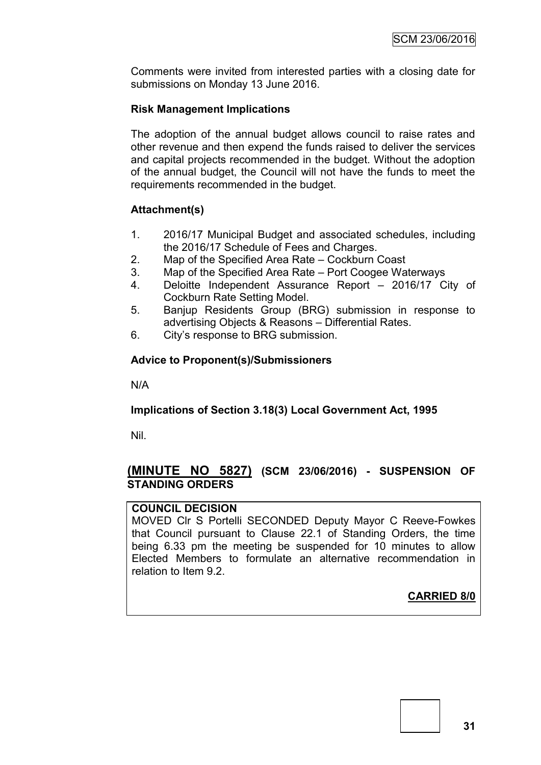Comments were invited from interested parties with a closing date for submissions on Monday 13 June 2016.

**Risk Management Implications**

The adoption of the annual budget allows council to raise rates and other revenue and then expend the funds raised to deliver the services and capital projects recommended in the budget. Without the adoption of the annual budget, the Council will not have the funds to meet the requirements recommended in the budget.

**Attachment(s)**

1. 2016/17 Municipal Budget and associated schedules, including the 2016/17 Schedule of Fees and Charges.
2. Map of the Specified Area Rate – Cockburn Coast
3. Map of the Specified Area Rate – Port Coogee Waterways
4. Deloitte Independent Assurance Report – 2016/17 City of Cockburn Rate Setting Model.
5. Banjup Residents Group (BRG) submission in response to advertising Objects & Reasons – Differential Rates.
6. City's response to BRG submission.

**Advice to Proponent(s)/Submissioners**

N/A

**Implications of Section 3.18(3) Local Government Act, 1995**

Nil.

## (MINUTE NO 5827) (SCM 23/06/2016) - SUSPENSION OF STANDING ORDERS

**COUNCIL DECISION**

MOVED Clr S Portelli SECONDED Deputy Mayor C Reeve-Fowkes that Council pursuant to Clause 22.1 of Standing Orders, the time being 6.33 pm the meeting be suspended for 10 minutes to allow Elected Members to formulate an alternative recommendation in relation to Item 9.2.

**CARRIED 8/0**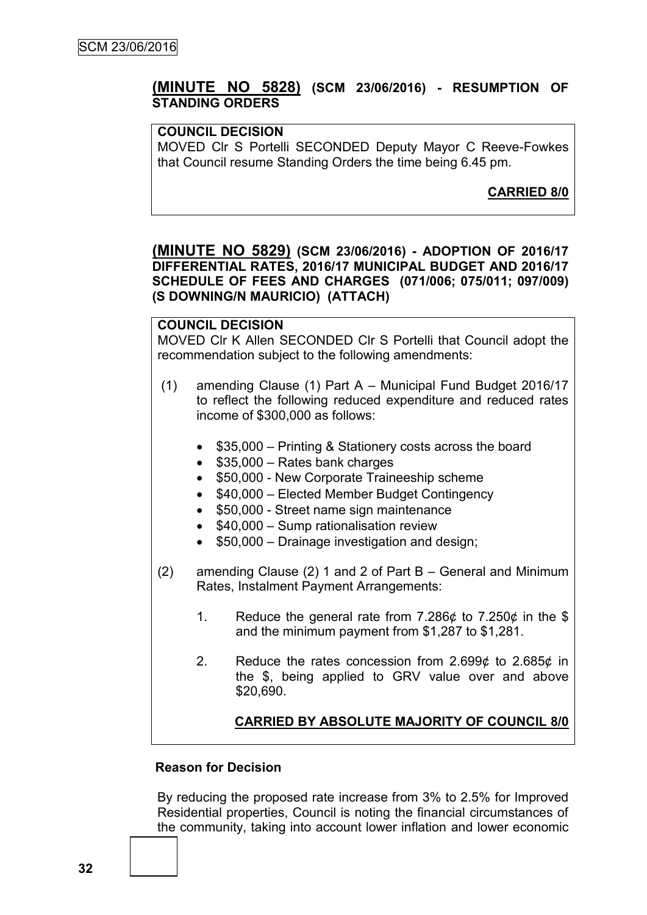## (MINUTE NO 5828) (SCM 23/06/2016) - RESUMPTION OF STANDING ORDERS

**COUNCIL DECISION**

MOVED Clr S Portelli SECONDED Deputy Mayor C Reeve-Fowkes that Council resume Standing Orders the time being 6.45 pm.

**CARRIED 8/0**

## (MINUTE NO 5829) (SCM 23/06/2016) - ADOPTION OF 2016/17 DIFFERENTIAL RATES, 2016/17 MUNICIPAL BUDGET AND 2016/17 SCHEDULE OF FEES AND CHARGES (071/006; 075/011; 097/009) (S DOWNING/N MAURICIO) (ATTACH)

**COUNCIL DECISION**

MOVED Clr K Allen SECONDED Clr S Portelli that Council adopt the recommendation subject to the following amendments:

(1) amending Clause (1) Part A – Municipal Fund Budget 2016/17 to reflect the following reduced expenditure and reduced rates income of $300,000 as follows:

- $35,000 – Printing & Stationery costs across the board
- $35,000 – Rates bank charges
- $50,000 - New Corporate Traineeship scheme
- $40,000 – Elected Member Budget Contingency
- $50,000 - Street name sign maintenance
- $40,000 – Sump rationalisation review
- $50,000 – Drainage investigation and design;

(2) amending Clause (2) 1 and 2 of Part B – General and Minimum Rates, Instalment Payment Arrangements:

1. Reduce the general rate from 7.286¢ to 7.250¢ in the $ and the minimum payment from $1,287 to $1,281.

2. Reduce the rates concession from 2.699¢ to 2.685¢ in the $, being applied to GRV value over and above $20,690.

**CARRIED BY ABSOLUTE MAJORITY OF COUNCIL 8/0**

**Reason for Decision**

By reducing the proposed rate increase from 3% to 2.5% for Improved Residential properties, Council is noting the financial circumstances of the community, taking into account lower inflation and lower economic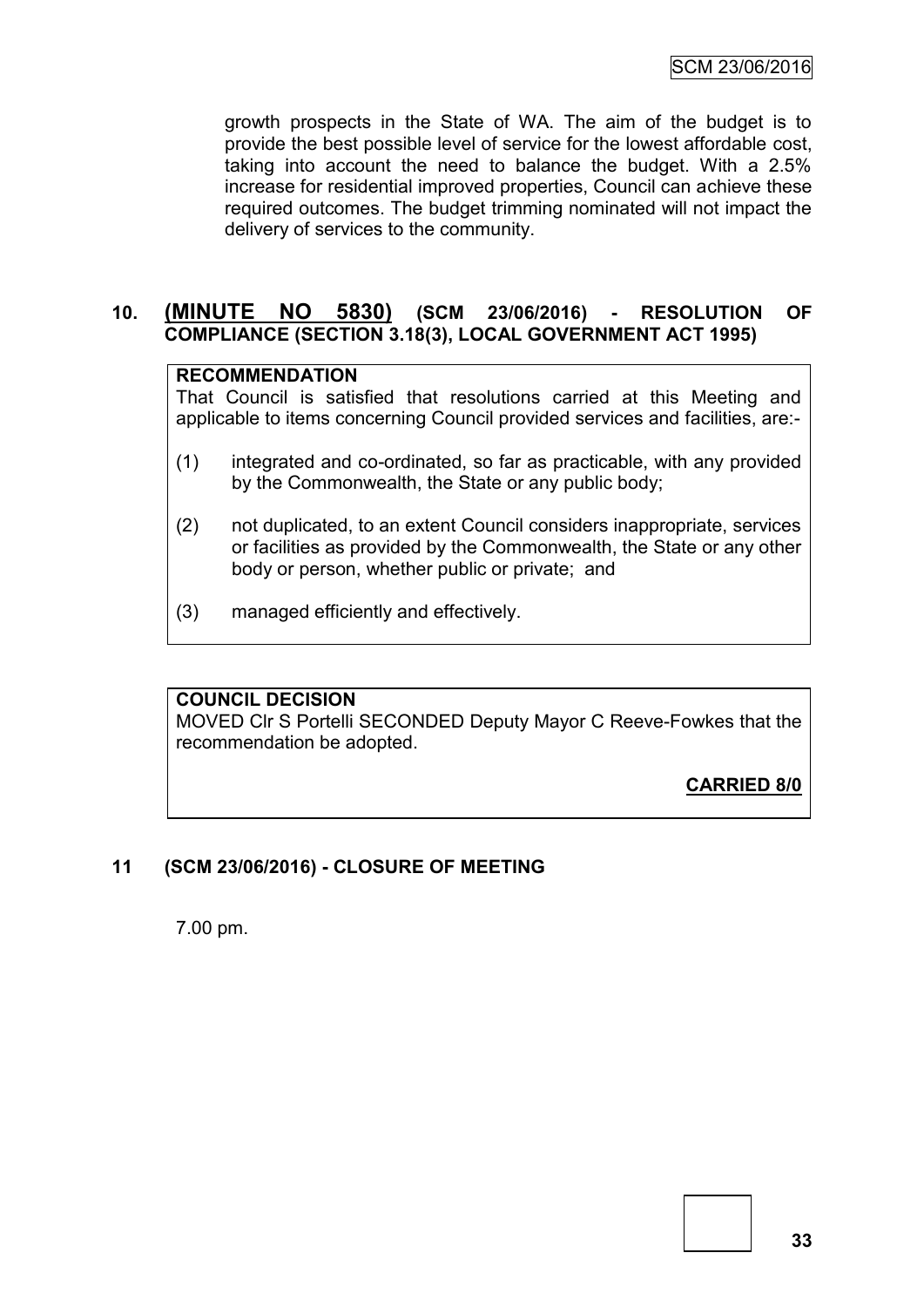growth prospects in the State of WA. The aim of the budget is to provide the best possible level of service for the lowest affordable cost, taking into account the need to balance the budget. With a 2.5% increase for residential improved properties, Council can achieve these required outcomes. The budget trimming nominated will not impact the delivery of services to the community.

## 10. (MINUTE NO 5830) (SCM 23/06/2016) - RESOLUTION OF COMPLIANCE (SECTION 3.18(3), LOCAL GOVERNMENT ACT 1995)

**RECOMMENDATION**

That Council is satisfied that resolutions carried at this Meeting and applicable to items concerning Council provided services and facilities, are:-

(1) integrated and co-ordinated, so far as practicable, with any provided by the Commonwealth, the State or any public body;

(2) not duplicated, to an extent Council considers inappropriate, services or facilities as provided by the Commonwealth, the State or any other body or person, whether public or private; and

(3) managed efficiently and effectively.

**COUNCIL DECISION**

MOVED Clr S Portelli SECONDED Deputy Mayor C Reeve-Fowkes that the recommendation be adopted.

**CARRIED 8/0**

## 11 (SCM 23/06/2016) - CLOSURE OF MEETING

7.00 pm.